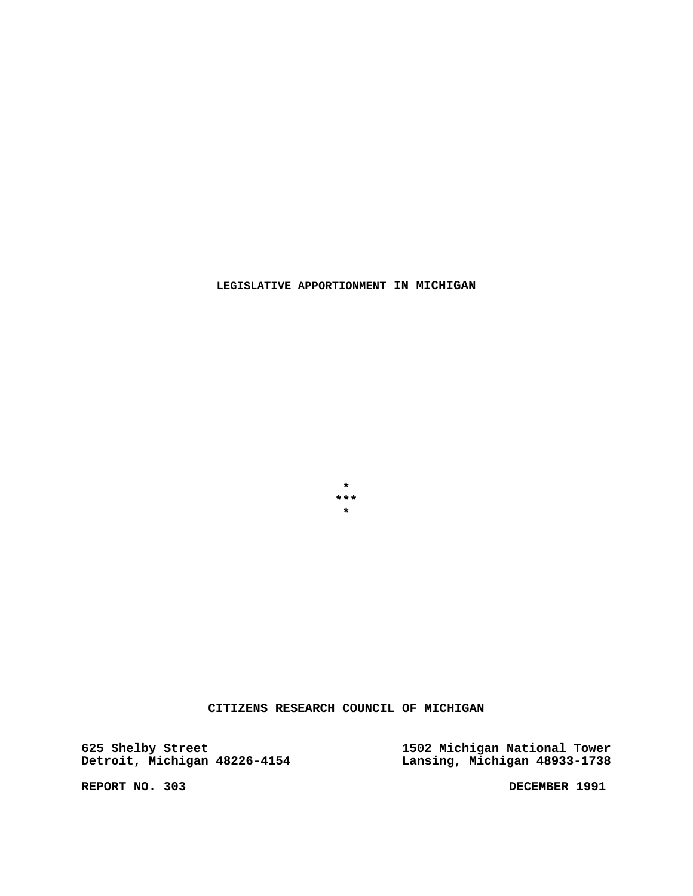# LEGISLATIVE APPORTIONMENT IN MICHIGAN

\*
\*\*\*
\*

**CITIZENS RESEARCH COUNCIL OF MICHIGAN**

**625 Shelby Street**
**Detroit, Michigan 48226-4154**

**1502 Michigan National Tower**
**Lansing, Michigan 48933-1738**

**REPORT NO. 303**

**DECEMBER 1991**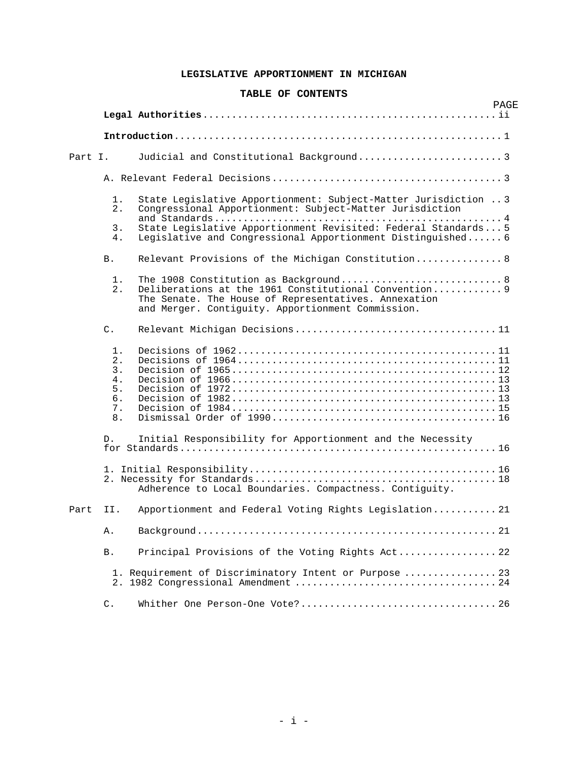# LEGISLATIVE APPORTIONMENT IN MICHIGAN

## TABLE OF CONTENTS

| | PAGE |
|---|---|
| **Legal Authorities** | ii |
| **Introduction** | 1 |
| Part I. Judicial and Constitutional Background | 3 |
| A. Relevant Federal Decisions | 3 |
| 1. State Legislative Apportionment: Subject-Matter Jurisdiction | 3 |
| 2. Congressional Apportionment: Subject-Matter Jurisdiction and Standards | 4 |
| 3. State Legislative Apportionment Revisited: Federal Standards | 5 |
| 4. Legislative and Congressional Apportionment Distinguished | 6 |
| B. Relevant Provisions of the Michigan Constitution | 8 |
| 1. The 1908 Constitution as Background | 8 |
| 2. Deliberations at the 1961 Constitutional Convention. The Senate. The House of Representatives. Annexation and Merger. Contiguity. Apportionment Commission. | 9 |
| C. Relevant Michigan Decisions | 11 |
| 1. Decisions of 1962 | 11 |
| 2. Decisions of 1964 | 11 |
| 3. Decision of 1965 | 12 |
| 4. Decision of 1966 | 13 |
| 5. Decision of 1972 | 13 |
| 6. Decision of 1982 | 13 |
| 7. Decision of 1984 | 15 |
| 8. Dismissal Order of 1990 | 16 |
| D. Initial Responsibility for Apportionment and the Necessity for Standards | 16 |
| 1. Initial Responsibility | 16 |
| 2. Necessity for Standards. Adherence to Local Boundaries. Compactness. Contiguity. | 18 |
| Part II. Apportionment and Federal Voting Rights Legislation | 21 |
| A. Background | 21 |
| B. Principal Provisions of the Voting Rights Act | 22 |
| 1. Requirement of Discriminatory Intent or Purpose | 23 |
| 2. 1982 Congressional Amendment | 24 |
| C. Whither One Person-One Vote? | 26 |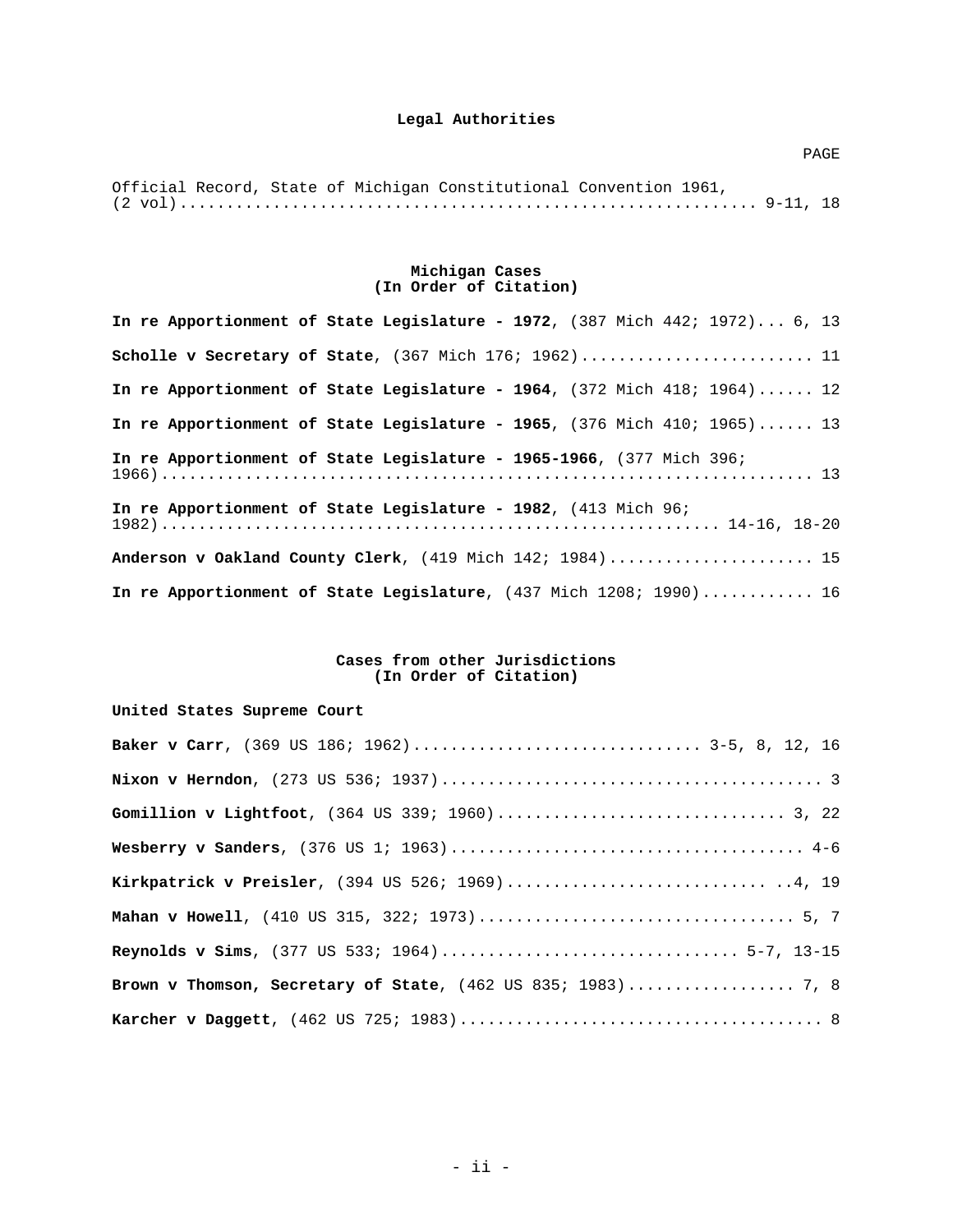### Legal Authorities

PAGE

Official Record, State of Michigan Constitutional Convention 1961, (2 vol)............................................................ 9-11, 18

### Michigan Cases
### (In Order of Citation)

**In re Apportionment of State Legislature - 1972**, (387 Mich 442; 1972)... 6, 13

**Scholle v Secretary of State**, (367 Mich 176; 1962)......................... 11

**In re Apportionment of State Legislature - 1964**, (372 Mich 418; 1964)...... 12

**In re Apportionment of State Legislature - 1965**, (376 Mich 410; 1965)...... 13

**In re Apportionment of State Legislature - 1965-1966**, (377 Mich 396; 1966)................................................................... 13

**In re Apportionment of State Legislature - 1982**, (413 Mich 96; 1982)......................................................... 14-16, 18-20

**Anderson v Oakland County Clerk**, (419 Mich 142; 1984)...................... 15

**In re Apportionment of State Legislature**, (437 Mich 1208; 1990)............ 16

### Cases from other Jurisdictions
### (In Order of Citation)

**United States Supreme Court**

**Baker v Carr**, (369 US 186; 1962).............................. 3-5, 8, 12, 16

**Nixon v Herndon**, (273 US 536; 1937)........................................ 3

**Gomillion v Lightfoot**, (364 US 339; 1960)............................... 3, 22

**Wesberry v Sanders**, (376 US 1; 1963)..................................... 4-6

**Kirkpatrick v Preisler**, (394 US 526; 1969)........................... ..4, 19

**Mahan v Howell**, (410 US 315, 322; 1973)................................. 5, 7

**Reynolds v Sims**, (377 US 533; 1964)............................... 5-7, 13-15

**Brown v Thomson, Secretary of State**, (462 US 835; 1983)................. 7, 8

**Karcher v Daggett**, (462 US 725; 1983)...................................... 8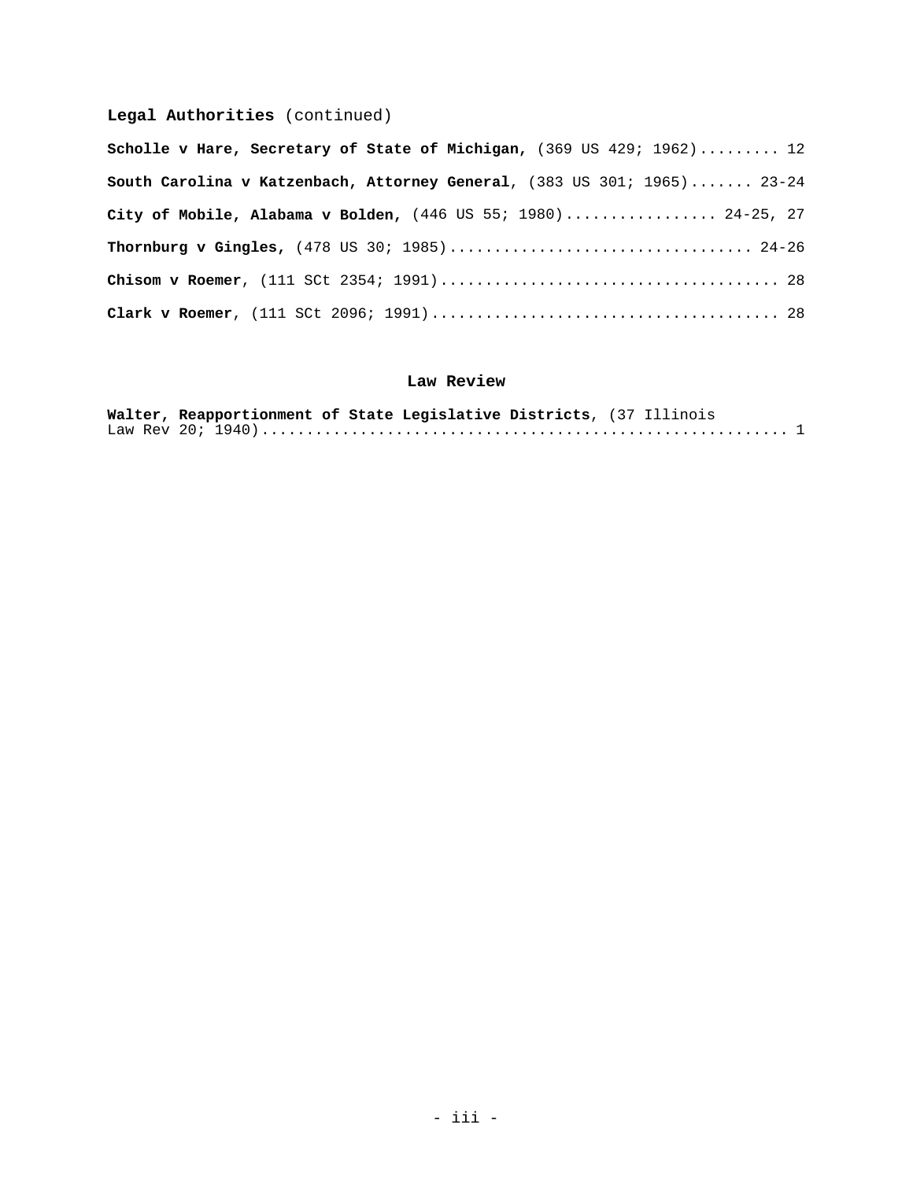**Legal Authorities** (continued)

**Scholle v Hare, Secretary of State of Michigan,** (369 US 429; 1962)......... 12

**South Carolina v Katzenbach, Attorney General**, (383 US 301; 1965)....... 23-24

**City of Mobile, Alabama v Bolden,** (446 US 55; 1980)................. 24-25, 27

**Thornburg v Gingles,** (478 US 30; 1985)................................. 24-26

**Chisom v Roemer**, (111 SCt 2354; 1991)..................................... 28

**Clark v Roemer**, (111 SCt 2096; 1991)...................................... 28

### Law Review

**Walter, Reapportionment of State Legislative Districts**, (37 Illinois Law Rev 20; 1940)........................................................... 1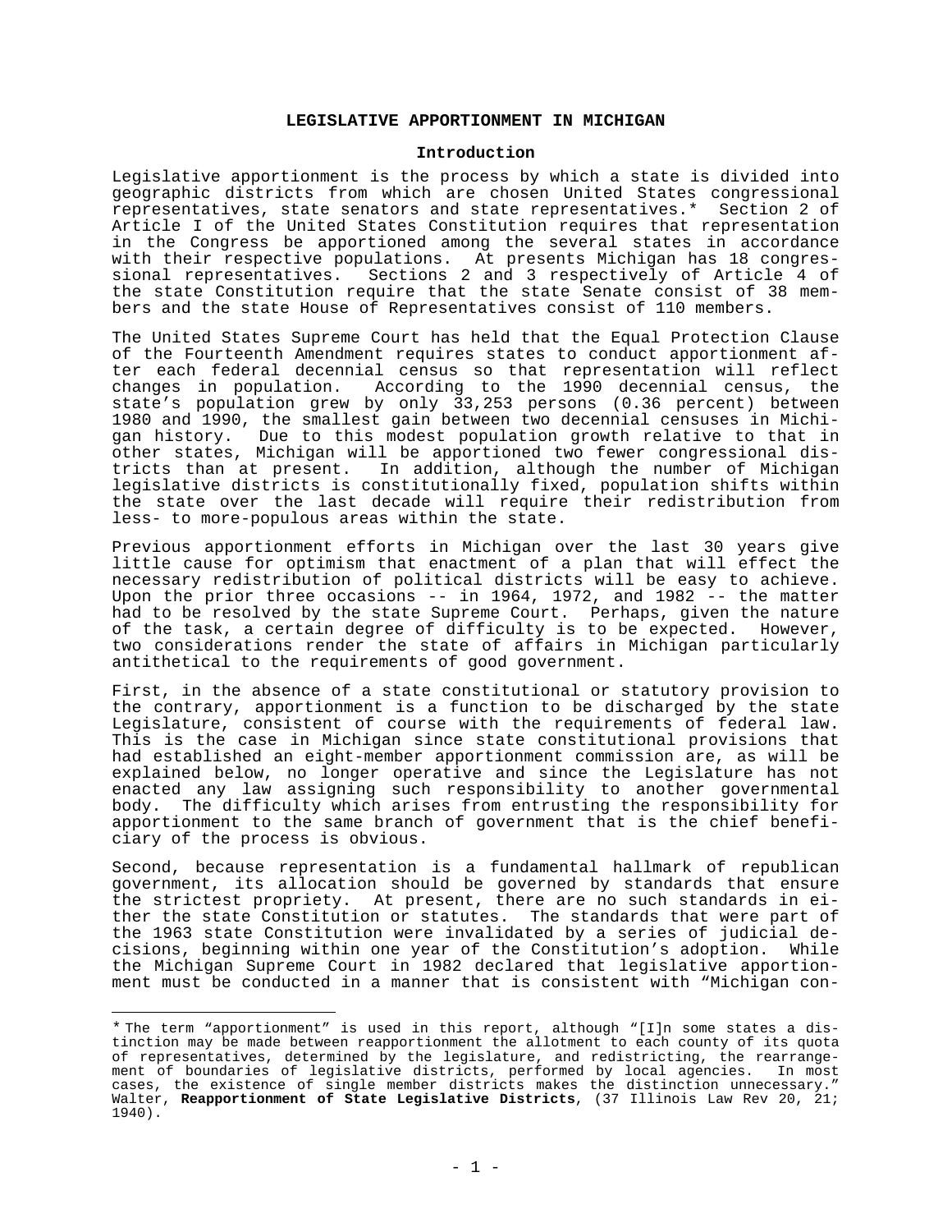# LEGISLATIVE APPORTIONMENT IN MICHIGAN

## Introduction

Legislative apportionment is the process by which a state is divided into geographic districts from which are chosen United States congressional representatives, state senators and state representatives.* Section 2 of Article I of the United States Constitution requires that representation in the Congress be apportioned among the several states in accordance with their respective populations. At presents Michigan has 18 congressional representatives. Sections 2 and 3 respectively of Article 4 of the state Constitution require that the state Senate consist of 38 members and the state House of Representatives consist of 110 members.

The United States Supreme Court has held that the Equal Protection Clause of the Fourteenth Amendment requires states to conduct apportionment after each federal decennial census so that representation will reflect changes in population. According to the 1990 decennial census, the state's population grew by only 33,253 persons (0.36 percent) between 1980 and 1990, the smallest gain between two decennial censuses in Michigan history. Due to this modest population growth relative to that in other states, Michigan will be apportioned two fewer congressional districts than at present. In addition, although the number of Michigan legislative districts is constitutionally fixed, population shifts within the state over the last decade will require their redistribution from less- to more-populous areas within the state.

Previous apportionment efforts in Michigan over the last 30 years give little cause for optimism that enactment of a plan that will effect the necessary redistribution of political districts will be easy to achieve. Upon the prior three occasions -- in 1964, 1972, and 1982 -- the matter had to be resolved by the state Supreme Court. Perhaps, given the nature of the task, a certain degree of difficulty is to be expected. However, two considerations render the state of affairs in Michigan particularly antithetical to the requirements of good government.

First, in the absence of a state constitutional or statutory provision to the contrary, apportionment is a function to be discharged by the state Legislature, consistent of course with the requirements of federal law. This is the case in Michigan since state constitutional provisions that had established an eight-member apportionment commission are, as will be explained below, no longer operative and since the Legislature has not enacted any law assigning such responsibility to another governmental body. The difficulty which arises from entrusting the responsibility for apportionment to the same branch of government that is the chief beneficiary of the process is obvious.

Second, because representation is a fundamental hallmark of republican government, its allocation should be governed by standards that ensure the strictest propriety. At present, there are no such standards in either the state Constitution or statutes. The standards that were part of the 1963 state Constitution were invalidated by a series of judicial decisions, beginning within one year of the Constitution's adoption. While the Michigan Supreme Court in 1982 declared that legislative apportionment must be conducted in a manner that is consistent with "Michigan con-

---

* The term "apportionment" is used in this report, although "[I]n some states a distinction may be made between reapportionment the allotment to each county of its quota of representatives, determined by the legislature, and redistricting, the rearrangement of boundaries of legislative districts, performed by local agencies. In most cases, the existence of single member districts makes the distinction unnecessary." Walter, **Reapportionment of State Legislative Districts**, (37 Illinois Law Rev 20, 21; 1940).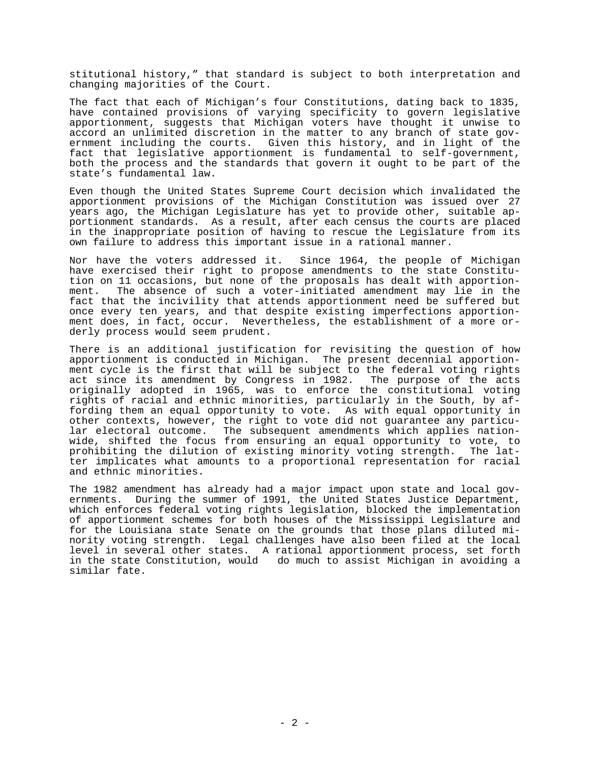stitutional history," that standard is subject to both interpretation and changing majorities of the Court.

The fact that each of Michigan's four Constitutions, dating back to 1835, have contained provisions of varying specificity to govern legislative apportionment, suggests that Michigan voters have thought it unwise to accord an unlimited discretion in the matter to any branch of state government including the courts. Given this history, and in light of the fact that legislative apportionment is fundamental to self-government, both the process and the standards that govern it ought to be part of the state's fundamental law.

Even though the United States Supreme Court decision which invalidated the apportionment provisions of the Michigan Constitution was issued over 27 years ago, the Michigan Legislature has yet to provide other, suitable apportionment standards. As a result, after each census the courts are placed in the inappropriate position of having to rescue the Legislature from its own failure to address this important issue in a rational manner.

Nor have the voters addressed it. Since 1964, the people of Michigan have exercised their right to propose amendments to the state Constitution on 11 occasions, but none of the proposals has dealt with apportionment. The absence of such a voter-initiated amendment may lie in the fact that the incivility that attends apportionment need be suffered but once every ten years, and that despite existing imperfections apportionment does, in fact, occur. Nevertheless, the establishment of a more orderly process would seem prudent.

There is an additional justification for revisiting the question of how apportionment is conducted in Michigan. The present decennial apportionment cycle is the first that will be subject to the federal voting rights act since its amendment by Congress in 1982. The purpose of the acts originally adopted in 1965, was to enforce the constitutional voting rights of racial and ethnic minorities, particularly in the South, by affording them an equal opportunity to vote. As with equal opportunity in other contexts, however, the right to vote did not guarantee any particular electoral outcome. The subsequent amendments which applies nationwide, shifted the focus from ensuring an equal opportunity to vote, to prohibiting the dilution of existing minority voting strength. The latter implicates what amounts to a proportional representation for racial and ethnic minorities.

The 1982 amendment has already had a major impact upon state and local governments. During the summer of 1991, the United States Justice Department, which enforces federal voting rights legislation, blocked the implementation of apportionment schemes for both houses of the Mississippi Legislature and for the Louisiana state Senate on the grounds that those plans diluted minority voting strength. Legal challenges have also been filed at the local level in several other states. A rational apportionment process, set forth in the state Constitution, would do much to assist Michigan in avoiding a similar fate.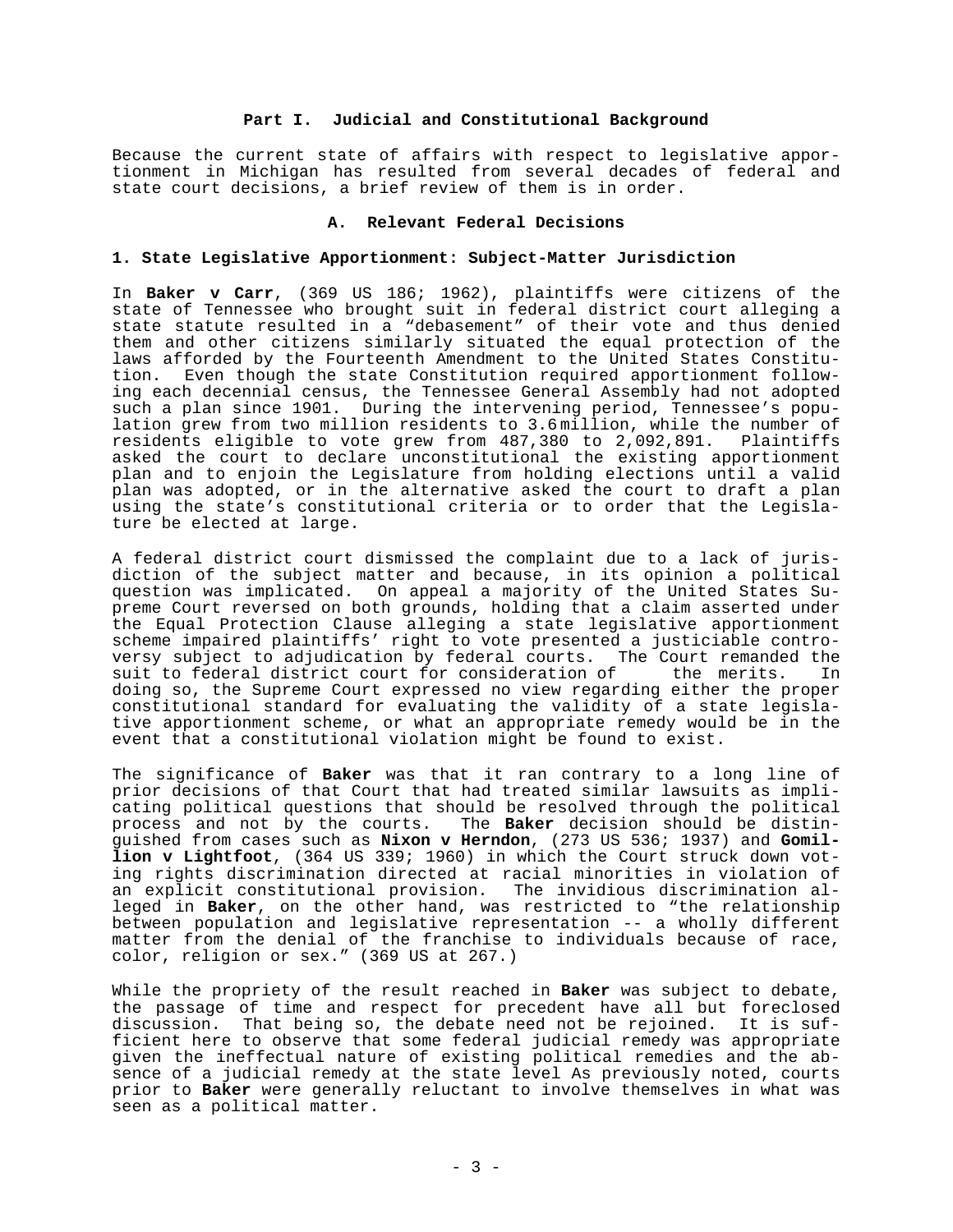## Part I. Judicial and Constitutional Background

Because the current state of affairs with respect to legislative apportionment in Michigan has resulted from several decades of federal and state court decisions, a brief review of them is in order.

### A. Relevant Federal Decisions

#### 1. State Legislative Apportionment: Subject-Matter Jurisdiction

In **Baker v Carr**, (369 US 186; 1962), plaintiffs were citizens of the state of Tennessee who brought suit in federal district court alleging a state statute resulted in a "debasement" of their vote and thus denied them and other citizens similarly situated the equal protection of the laws afforded by the Fourteenth Amendment to the United States Constitution. Even though the state Constitution required apportionment following each decennial census, the Tennessee General Assembly had not adopted such a plan since 1901. During the intervening period, Tennessee's population grew from two million residents to 3.6 million, while the number of residents eligible to vote grew from 487,380 to 2,092,891. Plaintiffs asked the court to declare unconstitutional the existing apportionment plan and to enjoin the Legislature from holding elections until a valid plan was adopted, or in the alternative asked the court to draft a plan using the state's constitutional criteria or to order that the Legislature be elected at large.

A federal district court dismissed the complaint due to a lack of jurisdiction of the subject matter and because, in its opinion a political question was implicated. On appeal a majority of the United States Supreme Court reversed on both grounds, holding that a claim asserted under the Equal Protection Clause alleging a state legislative apportionment scheme impaired plaintiffs' right to vote presented a justiciable controversy subject to adjudication by federal courts. The Court remanded the suit to federal district court for consideration of the merits. In doing so, the Supreme Court expressed no view regarding either the proper constitutional standard for evaluating the validity of a state legislative apportionment scheme, or what an appropriate remedy would be in the event that a constitutional violation might be found to exist.

The significance of **Baker** was that it ran contrary to a long line of prior decisions of that Court that had treated similar lawsuits as implicating political questions that should be resolved through the political process and not by the courts. The **Baker** decision should be distinguished from cases such as **Nixon v Herndon**, (273 US 536; 1937) and **Gomillion v Lightfoot**, (364 US 339; 1960) in which the Court struck down voting rights discrimination directed at racial minorities in violation of an explicit constitutional provision. The invidious discrimination alleged in **Baker**, on the other hand, was restricted to "the relationship between population and legislative representation -- a wholly different matter from the denial of the franchise to individuals because of race, color, religion or sex." (369 US at 267.)

While the propriety of the result reached in **Baker** was subject to debate, the passage of time and respect for precedent have all but foreclosed discussion. That being so, the debate need not be rejoined. It is sufficient here to observe that some federal judicial remedy was appropriate given the ineffectual nature of existing political remedies and the absence of a judicial remedy at the state level As previously noted, courts prior to **Baker** were generally reluctant to involve themselves in what was seen as a political matter.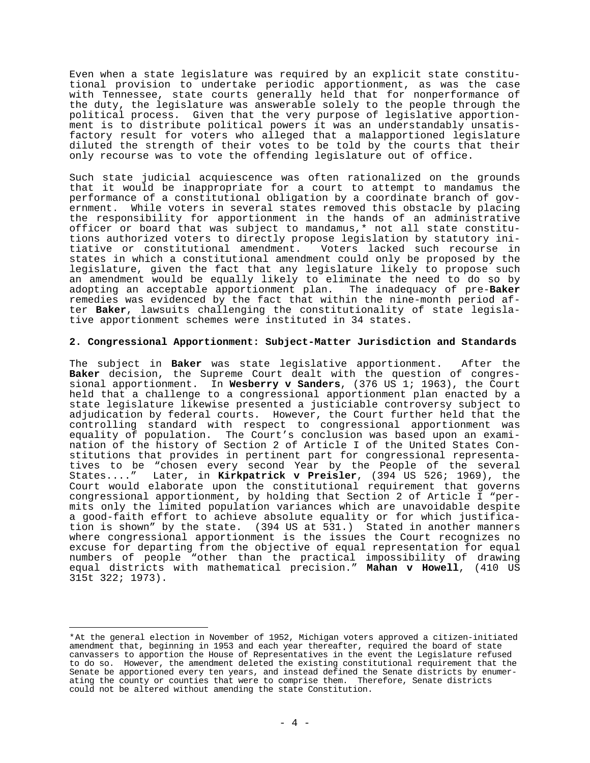Even when a state legislature was required by an explicit state constitutional provision to undertake periodic apportionment, as was the case with Tennessee, state courts generally held that for nonperformance of the duty, the legislature was answerable solely to the people through the political process. Given that the very purpose of legislative apportionment is to distribute political powers it was an understandably unsatisfactory result for voters who alleged that a malapportioned legislature diluted the strength of their votes to be told by the courts that their only recourse was to vote the offending legislature out of office.

Such state judicial acquiescence was often rationalized on the grounds that it would be inappropriate for a court to attempt to mandamus the performance of a constitutional obligation by a coordinate branch of government. While voters in several states removed this obstacle by placing the responsibility for apportionment in the hands of an administrative officer or board that was subject to mandamus,* not all state constitutions authorized voters to directly propose legislation by statutory initiative or constitutional amendment. Voters lacked such recourse in states in which a constitutional amendment could only be proposed by the legislature, given the fact that any legislature likely to propose such an amendment would be equally likely to eliminate the need to do so by adopting an acceptable apportionment plan. The inadequacy of pre-**Baker** remedies was evidenced by the fact that within the nine-month period after **Baker**, lawsuits challenging the constitutionality of state legislative apportionment schemes were instituted in 34 states.

### 2. Congressional Apportionment: Subject-Matter Jurisdiction and Standards

The subject in **Baker** was state legislative apportionment. After the **Baker** decision, the Supreme Court dealt with the question of congressional apportionment. In **Wesberry v Sanders**, (376 US 1; 1963), the Court held that a challenge to a congressional apportionment plan enacted by a state legislature likewise presented a justiciable controversy subject to adjudication by federal courts. However, the Court further held that the controlling standard with respect to congressional apportionment was equality of population. The Court's conclusion was based upon an examination of the history of Section 2 of Article I of the United States Constitutions that provides in pertinent part for congressional representatives to be "chosen every second Year by the People of the several States...." Later, in **Kirkpatrick v Preisler**, (394 US 526; 1969), the Court would elaborate upon the constitutional requirement that governs congressional apportionment, by holding that Section 2 of Article I "permits only the limited population variances which are unavoidable despite a good-faith effort to achieve absolute equality or for which justification is shown" by the state. (394 US at 531.) Stated in another manners where congressional apportionment is the issues the Court recognizes no excuse for departing from the objective of equal representation for equal numbers of people "other than the practical impossibility of drawing equal districts with mathematical precision." **Mahan v Howell**, (410 US 315t 322; 1973).

---

*At the general election in November of 1952, Michigan voters approved a citizen-initiated amendment that, beginning in 1953 and each year thereafter, required the board of state canvassers to apportion the House of Representatives in the event the Legislature refused to do so. However, the amendment deleted the existing constitutional requirement that the Senate be apportioned every ten years, and instead defined the Senate districts by enumerating the county or counties that were to comprise them. Therefore, Senate districts could not be altered without amending the state Constitution.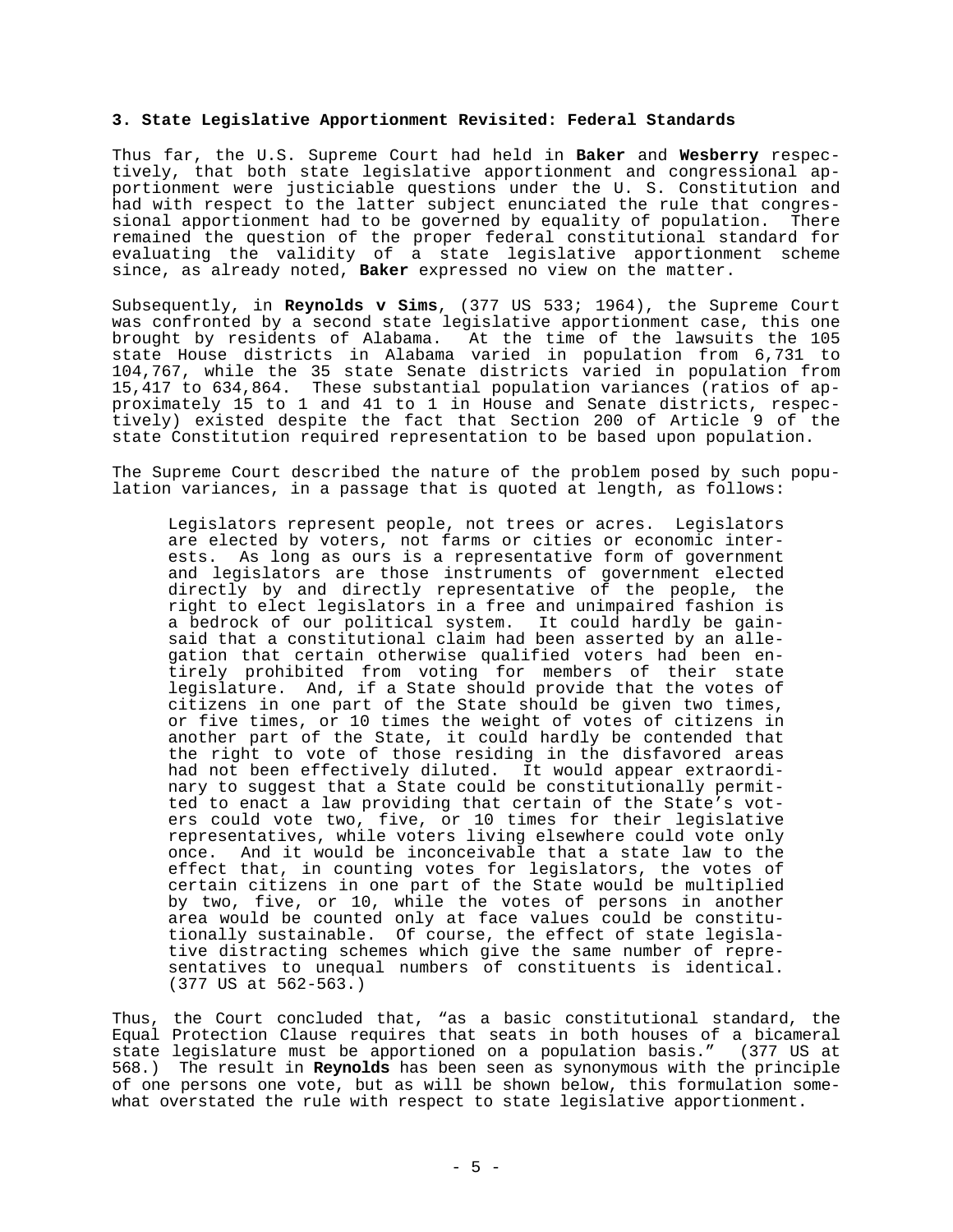### 3. State Legislative Apportionment Revisited: Federal Standards

Thus far, the U.S. Supreme Court had held in **Baker** and **Wesberry** respectively, that both state legislative apportionment and congressional apportionment were justiciable questions under the U. S. Constitution and had with respect to the latter subject enunciated the rule that congressional apportionment had to be governed by equality of population. There remained the question of the proper federal constitutional standard for evaluating the validity of a state legislative apportionment scheme since, as already noted, **Baker** expressed no view on the matter.

Subsequently, in **Reynolds v Sims**, (377 US 533; 1964), the Supreme Court was confronted by a second state legislative apportionment case, this one brought by residents of Alabama. At the time of the lawsuits the 105 state House districts in Alabama varied in population from 6,731 to 104,767, while the 35 state Senate districts varied in population from 15,417 to 634,864. These substantial population variances (ratios of approximately 15 to 1 and 41 to 1 in House and Senate districts, respectively) existed despite the fact that Section 200 of Article 9 of the state Constitution required representation to be based upon population.

The Supreme Court described the nature of the problem posed by such population variances, in a passage that is quoted at length, as follows:

> Legislators represent people, not trees or acres. Legislators are elected by voters, not farms or cities or economic interests. As long as ours is a representative form of government and legislators are those instruments of government elected directly by and directly representative of the people, the right to elect legislators in a free and unimpaired fashion is a bedrock of our political system. It could hardly be gainsaid that a constitutional claim had been asserted by an allegation that certain otherwise qualified voters had been entirely prohibited from voting for members of their state legislature. And, if a State should provide that the votes of citizens in one part of the State should be given two times, or five times, or 10 times the weight of votes of citizens in another part of the State, it could hardly be contended that the right to vote of those residing in the disfavored areas had not been effectively diluted. It would appear extraordinary to suggest that a State could be constitutionally permitted to enact a law providing that certain of the State's voters could vote two, five, or 10 times for their legislative representatives, while voters living elsewhere could vote only once. And it would be inconceivable that a state law to the effect that, in counting votes for legislators, the votes of certain citizens in one part of the State would be multiplied by two, five, or 10, while the votes of persons in another area would be counted only at face values could be constitutionally sustainable. Of course, the effect of state legislative distracting schemes which give the same number of representatives to unequal numbers of constituents is identical. (377 US at 562-563.)

Thus, the Court concluded that, "as a basic constitutional standard, the Equal Protection Clause requires that seats in both houses of a bicameral state legislature must be apportioned on a population basis." (377 US at 568.) The result in **Reynolds** has been seen as synonymous with the principle of one persons one vote, but as will be shown below, this formulation somewhat overstated the rule with respect to state legislative apportionment.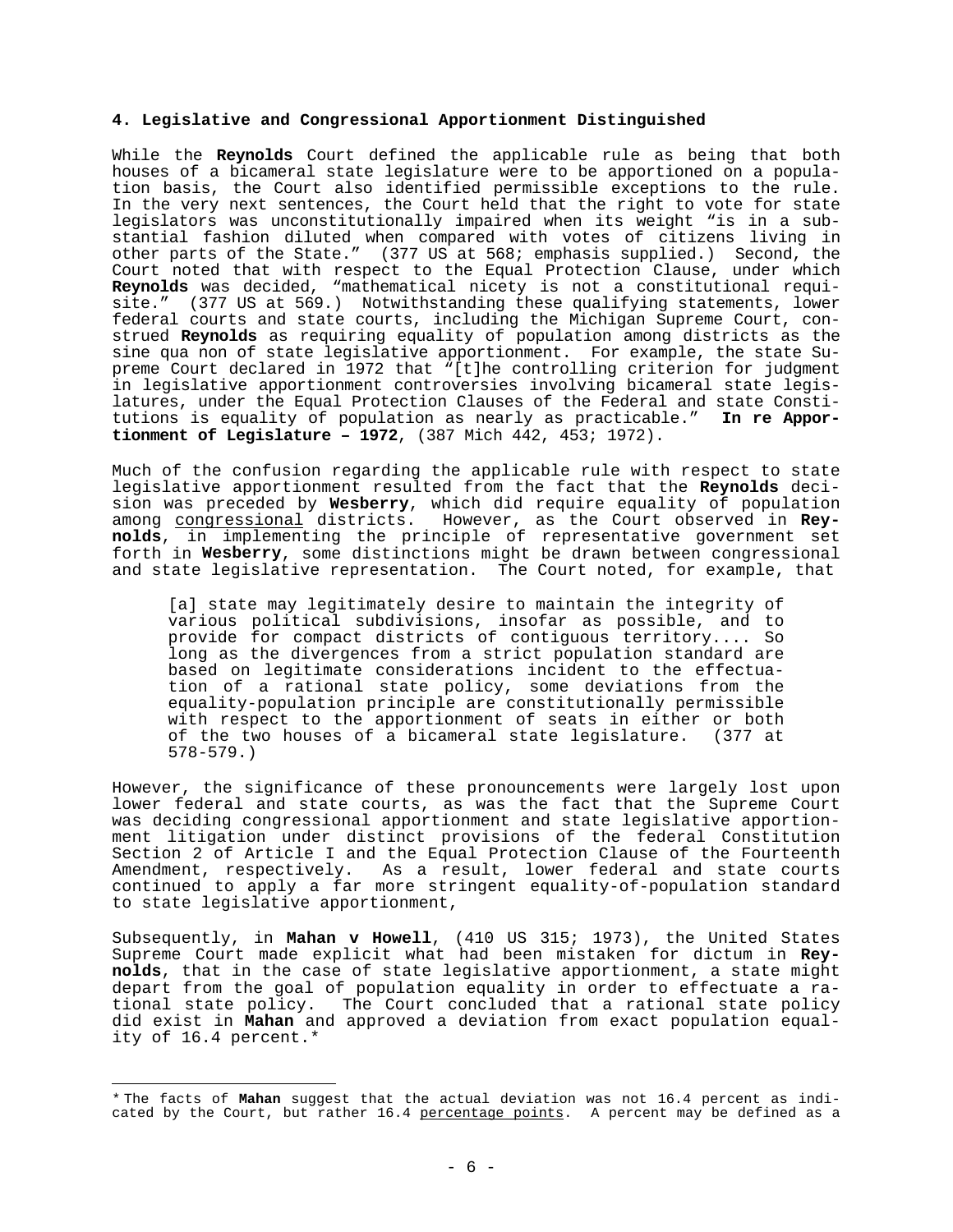#### 4. Legislative and Congressional Apportionment Distinguished

While the **Reynolds** Court defined the applicable rule as being that both houses of a bicameral state legislature were to be apportioned on a population basis, the Court also identified permissible exceptions to the rule. In the very next sentences, the Court held that the right to vote for state legislators was unconstitutionally impaired when its weight "is in a substantial fashion diluted when compared with votes of citizens living in other parts of the State." (377 US at 568; emphasis supplied.) Second, the Court noted that with respect to the Equal Protection Clause, under which **Reynolds** was decided, "mathematical nicety is not a constitutional requisite." (377 US at 569.) Notwithstanding these qualifying statements, lower federal courts and state courts, including the Michigan Supreme Court, construed **Reynolds** as requiring equality of population among districts as the sine qua non of state legislative apportionment. For example, the state Supreme Court declared in 1972 that "[t]he controlling criterion for judgment in legislative apportionment controversies involving bicameral state legislatures, under the Equal Protection Clauses of the Federal and state Constitutions is equality of population as nearly as practicable." **In re Apportionment of Legislature – 1972**, (387 Mich 442, 453; 1972).

Much of the confusion regarding the applicable rule with respect to state legislative apportionment resulted from the fact that the **Reynolds** decision was preceded by **Wesberry**, which did require equality of population among <u>congressional</u> districts. However, as the Court observed in **Reynolds**, in implementing the principle of representative government set forth in **Wesberry**, some distinctions might be drawn between congressional and state legislative representation. The Court noted, for example, that

> [a] state may legitimately desire to maintain the integrity of various political subdivisions, insofar as possible, and to provide for compact districts of contiguous territory.... So long as the divergences from a strict population standard are based on legitimate considerations incident to the effectuation of a rational state policy, some deviations from the equality-population principle are constitutionally permissible with respect to the apportionment of seats in either or both of the two houses of a bicameral state legislature. (377 at 578-579.)

However, the significance of these pronouncements were largely lost upon lower federal and state courts, as was the fact that the Supreme Court was deciding congressional apportionment and state legislative apportionment litigation under distinct provisions of the federal Constitution Section 2 of Article I and the Equal Protection Clause of the Fourteenth Amendment, respectively. As a result, lower federal and state courts continued to apply a far more stringent equality-of-population standard to state legislative apportionment,

Subsequently, in **Mahan v Howell**, (410 US 315; 1973), the United States Supreme Court made explicit what had been mistaken for dictum in **Reynolds**, that in the case of state legislative apportionment, a state might depart from the goal of population equality in order to effectuate a rational state policy. The Court concluded that a rational state policy did exist in **Mahan** and approved a deviation from exact population equality of 16.4 percent.*

---

\* The facts of **Mahan** suggest that the actual deviation was not 16.4 percent as indicated by the Court, but rather 16.4 <u>percentage points</u>. A percent may be defined as a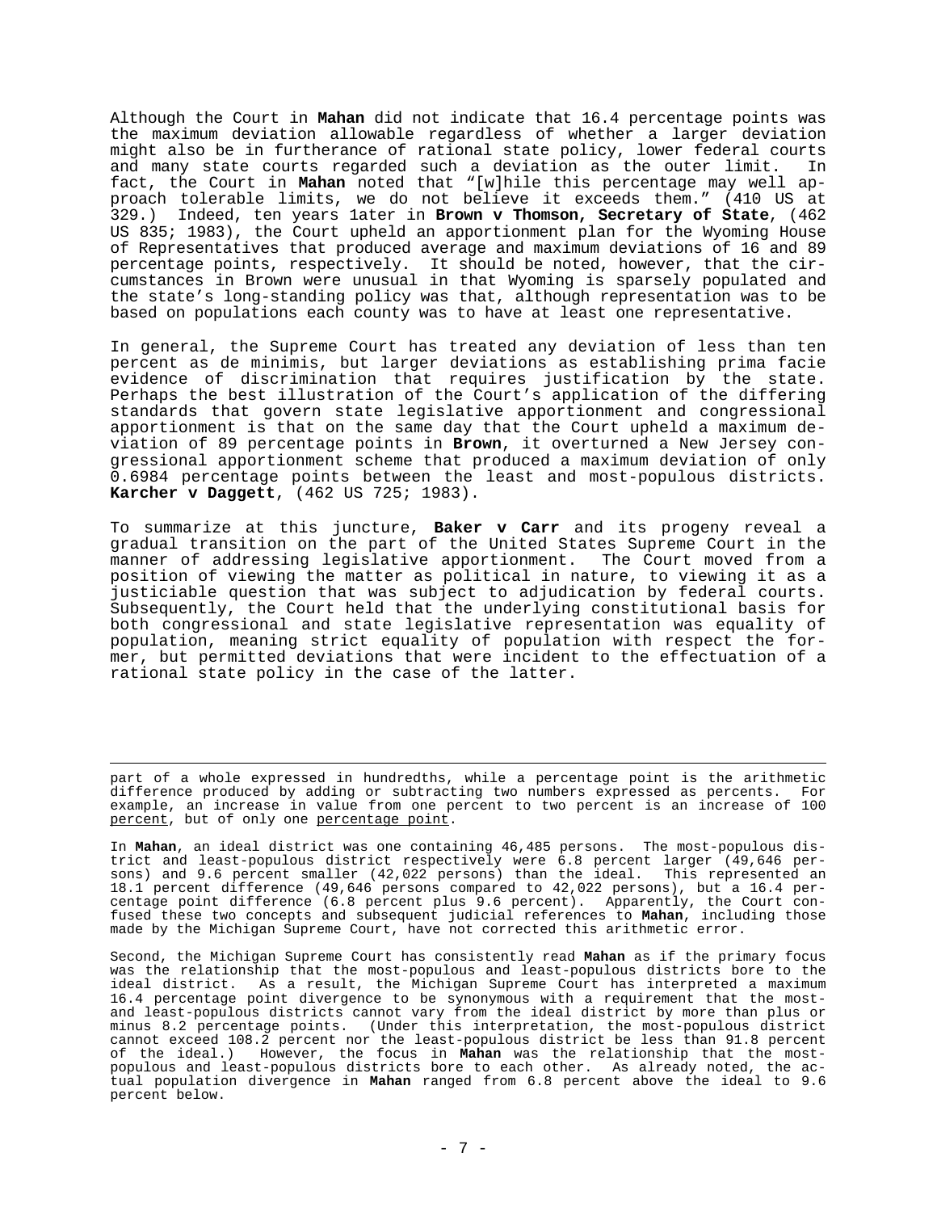Although the Court in **Mahan** did not indicate that 16.4 percentage points was the maximum deviation allowable regardless of whether a larger deviation might also be in furtherance of rational state policy, lower federal courts and many state courts regarded such a deviation as the outer limit. In fact, the Court in **Mahan** noted that "[w]hile this percentage may well approach tolerable limits, we do not believe it exceeds them." (410 US at 329.) Indeed, ten years later in **Brown v Thomson, Secretary of State**, (462 US 835; 1983), the Court upheld an apportionment plan for the Wyoming House of Representatives that produced average and maximum deviations of 16 and 89 percentage points, respectively. It should be noted, however, that the circumstances in Brown were unusual in that Wyoming is sparsely populated and the state's long-standing policy was that, although representation was to be based on populations each county was to have at least one representative.

In general, the Supreme Court has treated any deviation of less than ten percent as de minimis, but larger deviations as establishing prima facie evidence of discrimination that requires justification by the state. Perhaps the best illustration of the Court's application of the differing standards that govern state legislative apportionment and congressional apportionment is that on the same day that the Court upheld a maximum deviation of 89 percentage points in **Brown**, it overturned a New Jersey congressional apportionment scheme that produced a maximum deviation of only 0.6984 percentage points between the least and most-populous districts. **Karcher v Daggett**, (462 US 725; 1983).

To summarize at this juncture, **Baker v Carr** and its progeny reveal a gradual transition on the part of the United States Supreme Court in the manner of addressing legislative apportionment. The Court moved from a position of viewing the matter as political in nature, to viewing it as a justiciable question that was subject to adjudication by federal courts. Subsequently, the Court held that the underlying constitutional basis for both congressional and state legislative representation was equality of population, meaning strict equality of population with respect the former, but permitted deviations that were incident to the effectuation of a rational state policy in the case of the latter.

---

part of a whole expressed in hundredths, while a percentage point is the arithmetic difference produced by adding or subtracting two numbers expressed as percents. For example, an increase in value from one percent to two percent is an increase of 100 percent, but of only one percentage point.

In **Mahan**, an ideal district was one containing 46,485 persons. The most-populous district and least-populous district respectively were 6.8 percent larger (49,646 persons) and 9.6 percent smaller (42,022 persons) than the ideal. This represented an 18.1 percent difference (49,646 persons compared to 42,022 persons), but a 16.4 percentage point difference (6.8 percent plus 9.6 percent). Apparently, the Court confused these two concepts and subsequent judicial references to **Mahan**, including those made by the Michigan Supreme Court, have not corrected this arithmetic error.

Second, the Michigan Supreme Court has consistently read **Mahan** as if the primary focus was the relationship that the most-populous and least-populous districts bore to the ideal district. As a result, the Michigan Supreme Court has interpreted a maximum 16.4 percentage point divergence to be synonymous with a requirement that the most- and least-populous districts cannot vary from the ideal district by more than plus or minus 8.2 percentage points. (Under this interpretation, the most-populous district cannot exceed 108.2 percent nor the least-populous district be less than 91.8 percent of the ideal.) However, the focus in **Mahan** was the relationship that the most-populous and least-populous districts bore to each other. As already noted, the actual population divergence in **Mahan** ranged from 6.8 percent above the ideal to 9.6 percent below.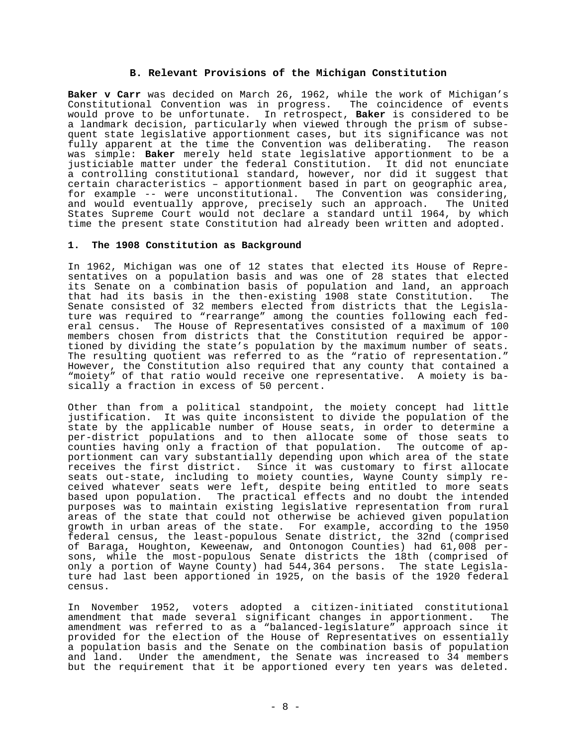## B. Relevant Provisions of the Michigan Constitution

**Baker v Carr** was decided on March 26, 1962, while the work of Michigan's Constitutional Convention was in progress. The coincidence of events would prove to be unfortunate. In retrospect, **Baker** is considered to be a landmark decision, particularly when viewed through the prism of subsequent state legislative apportionment cases, but its significance was not fully apparent at the time the Convention was deliberating. The reason was simple: **Baker** merely held state legislative apportionment to be a justiciable matter under the federal Constitution. It did not enunciate a controlling constitutional standard, however, nor did it suggest that certain characteristics – apportionment based in part on geographic area, for example -- were unconstitutional. The Convention was considering, and would eventually approve, precisely such an approach. The United States Supreme Court would not declare a standard until 1964, by which time the present state Constitution had already been written and adopted.

### 1. The 1908 Constitution as Background

In 1962, Michigan was one of 12 states that elected its House of Representatives on a population basis and was one of 28 states that elected its Senate on a combination basis of population and land, an approach that had its basis in the then-existing 1908 state Constitution. The Senate consisted of 32 members elected from districts that the Legislature was required to "rearrange" among the counties following each federal census. The House of Representatives consisted of a maximum of 100 members chosen from districts that the Constitution required be apportioned by dividing the state's population by the maximum number of seats. The resulting quotient was referred to as the "ratio of representation." However, the Constitution also required that any county that contained a "moiety" of that ratio would receive one representative. A moiety is basically a fraction in excess of 50 percent.

Other than from a political standpoint, the moiety concept had little justification. It was quite inconsistent to divide the population of the state by the applicable number of House seats, in order to determine a per-district populations and to then allocate some of those seats to counties having only a fraction of that population. The outcome of apportionment can vary substantially depending upon which area of the state receives the first district. Since it was customary to first allocate seats out-state, including to moiety counties, Wayne County simply received whatever seats were left, despite being entitled to more seats based upon population. The practical effects and no doubt the intended purposes was to maintain existing legislative representation from rural areas of the state that could not otherwise be achieved given population growth in urban areas of the state. For example, according to the 1950 federal census, the least-populous Senate district, the 32nd (comprised of Baraga, Houghton, Keweenaw, and Ontonogon Counties) had 61,008 persons, while the most-populous Senate districts the 18th (comprised of only a portion of Wayne County) had 544,364 persons. The state Legislature had last been apportioned in 1925, on the basis of the 1920 federal census.

In November 1952, voters adopted a citizen-initiated constitutional amendment that made several significant changes in apportionment. The amendment was referred to as a "balanced-legislature" approach since it provided for the election of the House of Representatives on essentially a population basis and the Senate on the combination basis of population and land. Under the amendment, the Senate was increased to 34 members but the requirement that it be apportioned every ten years was deleted.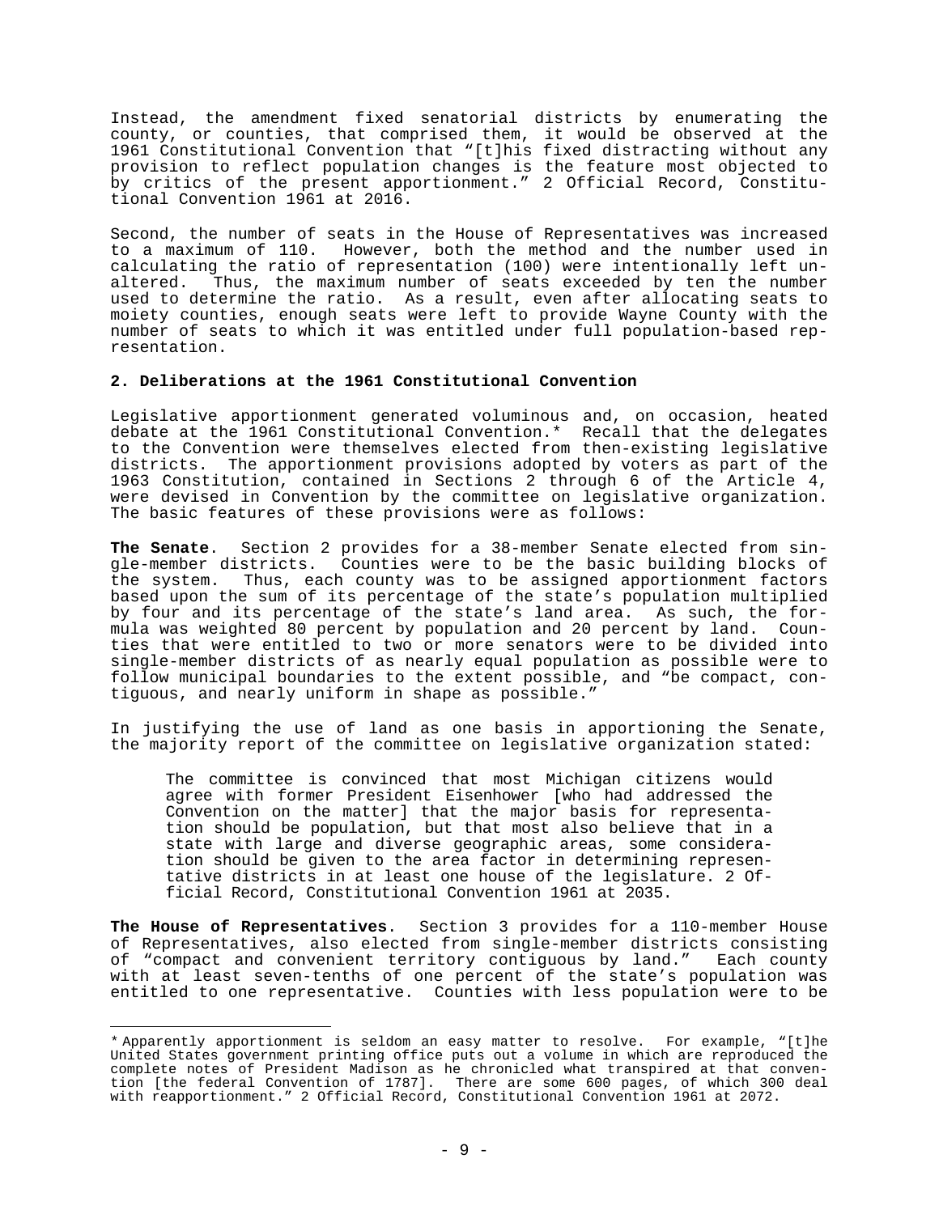Instead, the amendment fixed senatorial districts by enumerating the county, or counties, that comprised them, it would be observed at the 1961 Constitutional Convention that "[t]his fixed distracting without any provision to reflect population changes is the feature most objected to by critics of the present apportionment." 2 Official Record, Constitutional Convention 1961 at 2016.

Second, the number of seats in the House of Representatives was increased to a maximum of 110. However, both the method and the number used in calculating the ratio of representation (100) were intentionally left unaltered. Thus, the maximum number of seats exceeded by ten the number used to determine the ratio. As a result, even after allocating seats to moiety counties, enough seats were left to provide Wayne County with the number of seats to which it was entitled under full population-based representation.

### 2. Deliberations at the 1961 Constitutional Convention

Legislative apportionment generated voluminous and, on occasion, heated debate at the 1961 Constitutional Convention.* Recall that the delegates to the Convention were themselves elected from then-existing legislative districts. The apportionment provisions adopted by voters as part of the 1963 Constitution, contained in Sections 2 through 6 of the Article 4, were devised in Convention by the committee on legislative organization. The basic features of these provisions were as follows:

**The Senate**. Section 2 provides for a 38-member Senate elected from single-member districts. Counties were to be the basic building blocks of the system. Thus, each county was to be assigned apportionment factors based upon the sum of its percentage of the state's population multiplied by four and its percentage of the state's land area. As such, the formula was weighted 80 percent by population and 20 percent by land. Counties that were entitled to two or more senators were to be divided into single-member districts of as nearly equal population as possible were to follow municipal boundaries to the extent possible, and "be compact, contiguous, and nearly uniform in shape as possible."

In justifying the use of land as one basis in apportioning the Senate, the majority report of the committee on legislative organization stated:

> The committee is convinced that most Michigan citizens would agree with former President Eisenhower [who had addressed the Convention on the matter] that the major basis for representation should be population, but that most also believe that in a state with large and diverse geographic areas, some consideration should be given to the area factor in determining representative districts in at least one house of the legislature. 2 Official Record, Constitutional Convention 1961 at 2035.

**The House of Representatives**. Section 3 provides for a 110-member House of Representatives, also elected from single-member districts consisting of "compact and convenient territory contiguous by land." Each county with at least seven-tenths of one percent of the state's population was entitled to one representative. Counties with less population were to be

---

* Apparently apportionment is seldom an easy matter to resolve. For example, "[t]he United States government printing office puts out a volume in which are reproduced the complete notes of President Madison as he chronicled what transpired at that convention [the federal Convention of 1787]. There are some 600 pages, of which 300 deal with reapportionment." 2 Official Record, Constitutional Convention 1961 at 2072.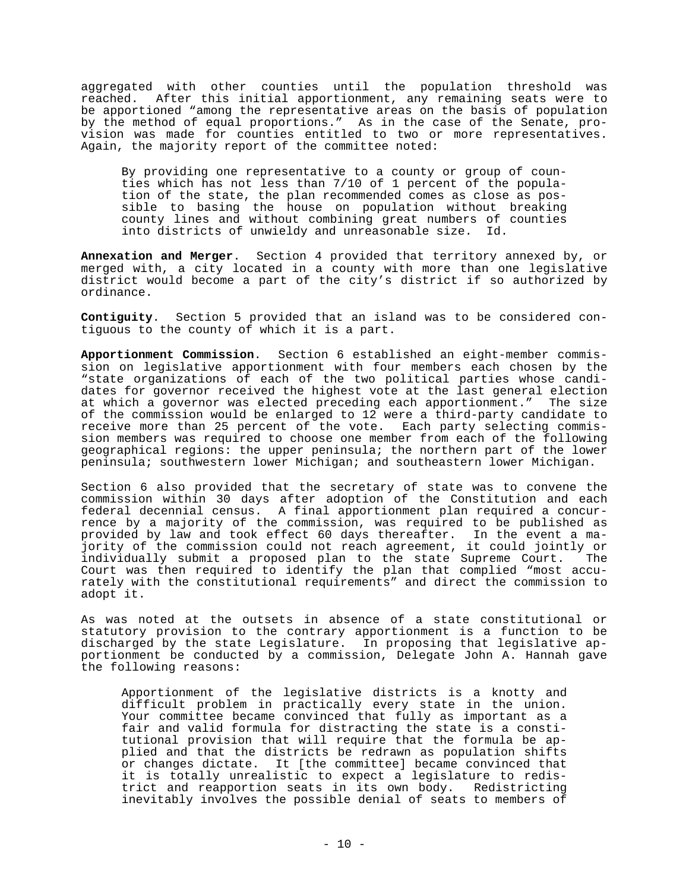aggregated with other counties until the population threshold was reached. After this initial apportionment, any remaining seats were to be apportioned "among the representative areas on the basis of population by the method of equal proportions." As in the case of the Senate, provision was made for counties entitled to two or more representatives. Again, the majority report of the committee noted:

> By providing one representative to a county or group of counties which has not less than 7/10 of 1 percent of the population of the state, the plan recommended comes as close as possible to basing the house on population without breaking county lines and without combining great numbers of counties into districts of unwieldy and unreasonable size. Id.

**Annexation and Merger**. Section 4 provided that territory annexed by, or merged with, a city located in a county with more than one legislative district would become a part of the city's district if so authorized by ordinance.

**Contiguity**. Section 5 provided that an island was to be considered contiguous to the county of which it is a part.

**Apportionment Commission**. Section 6 established an eight-member commission on legislative apportionment with four members each chosen by the "state organizations of each of the two political parties whose candidates for governor received the highest vote at the last general election at which a governor was elected preceding each apportionment." The size of the commission would be enlarged to 12 were a third-party candidate to receive more than 25 percent of the vote. Each party selecting commission members was required to choose one member from each of the following geographical regions: the upper peninsula; the northern part of the lower peninsula; southwestern lower Michigan; and southeastern lower Michigan.

Section 6 also provided that the secretary of state was to convene the commission within 30 days after adoption of the Constitution and each federal decennial census. A final apportionment plan required a concurrence by a majority of the commission, was required to be published as provided by law and took effect 60 days thereafter. In the event a majority of the commission could not reach agreement, it could jointly or individually submit a proposed plan to the state Supreme Court. The Court was then required to identify the plan that complied "most accurately with the constitutional requirements" and direct the commission to adopt it.

As was noted at the outsets in absence of a state constitutional or statutory provision to the contrary apportionment is a function to be discharged by the state Legislature. In proposing that legislative apportionment be conducted by a commission, Delegate John A. Hannah gave the following reasons:

> Apportionment of the legislative districts is a knotty and difficult problem in practically every state in the union. Your committee became convinced that fully as important as a fair and valid formula for distracting the state is a constitutional provision that will require that the formula be applied and that the districts be redrawn as population shifts or changes dictate. It [the committee] became convinced that it is totally unrealistic to expect a legislature to redistrict and reapportion seats in its own body. Redistricting inevitably involves the possible denial of seats to members of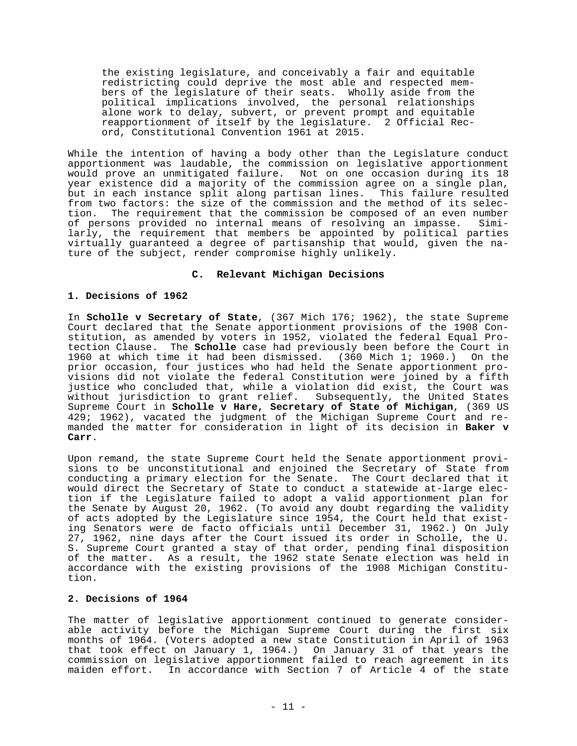> the existing legislature, and conceivably a fair and equitable redistricting could deprive the most able and respected members of the legislature of their seats. Wholly aside from the political implications involved, the personal relationships alone work to delay, subvert, or prevent prompt and equitable reapportionment of itself by the legislature. 2 Official Record, Constitutional Convention 1961 at 2015.

While the intention of having a body other than the Legislature conduct apportionment was laudable, the commission on legislative apportionment would prove an unmitigated failure. Not on one occasion during its 18 year existence did a majority of the commission agree on a single plan, but in each instance split along partisan lines. This failure resulted from two factors: the size of the commission and the method of its selection. The requirement that the commission be composed of an even number of persons provided no internal means of resolving an impasse. Similarly, the requirement that members be appointed by political parties virtually guaranteed a degree of partisanship that would, given the nature of the subject, render compromise highly unlikely.

### C. Relevant Michigan Decisions

#### 1. Decisions of 1962

In **Scholle v Secretary of State**, (367 Mich 176; 1962), the state Supreme Court declared that the Senate apportionment provisions of the 1908 Constitution, as amended by voters in 1952, violated the federal Equal Protection Clause. The **Scholle** case had previously been before the Court in 1960 at which time it had been dismissed. (360 Mich 1; 1960.) On the prior occasion, four justices who had held the Senate apportionment provisions did not violate the federal Constitution were joined by a fifth justice who concluded that, while a violation did exist, the Court was without jurisdiction to grant relief. Subsequently, the United States Supreme Court in **Scholle v Hare, Secretary of State of Michigan**, (369 US 429; 1962), vacated the judgment of the Michigan Supreme Court and remanded the matter for consideration in light of its decision in **Baker v Carr**.

Upon remand, the state Supreme Court held the Senate apportionment provisions to be unconstitutional and enjoined the Secretary of State from conducting a primary election for the Senate. The Court declared that it would direct the Secretary of State to conduct a statewide at-large election if the Legislature failed to adopt a valid apportionment plan for the Senate by August 20, 1962. (To avoid any doubt regarding the validity of acts adopted by the Legislature since 1954, the Court held that existing Senators were de facto officials until December 31, 1962.) On July 27, 1962, nine days after the Court issued its order in Scholle, the U. S. Supreme Court granted a stay of that order, pending final disposition of the matter. As a result, the 1962 state Senate election was held in accordance with the existing provisions of the 1908 Michigan Constitution.

#### 2. Decisions of 1964

The matter of legislative apportionment continued to generate considerable activity before the Michigan Supreme Court during the first six months of 1964. (Voters adopted a new state Constitution in April of 1963 that took effect on January 1, 1964.) On January 31 of that years the commission on legislative apportionment failed to reach agreement in its maiden effort. In accordance with Section 7 of Article 4 of the state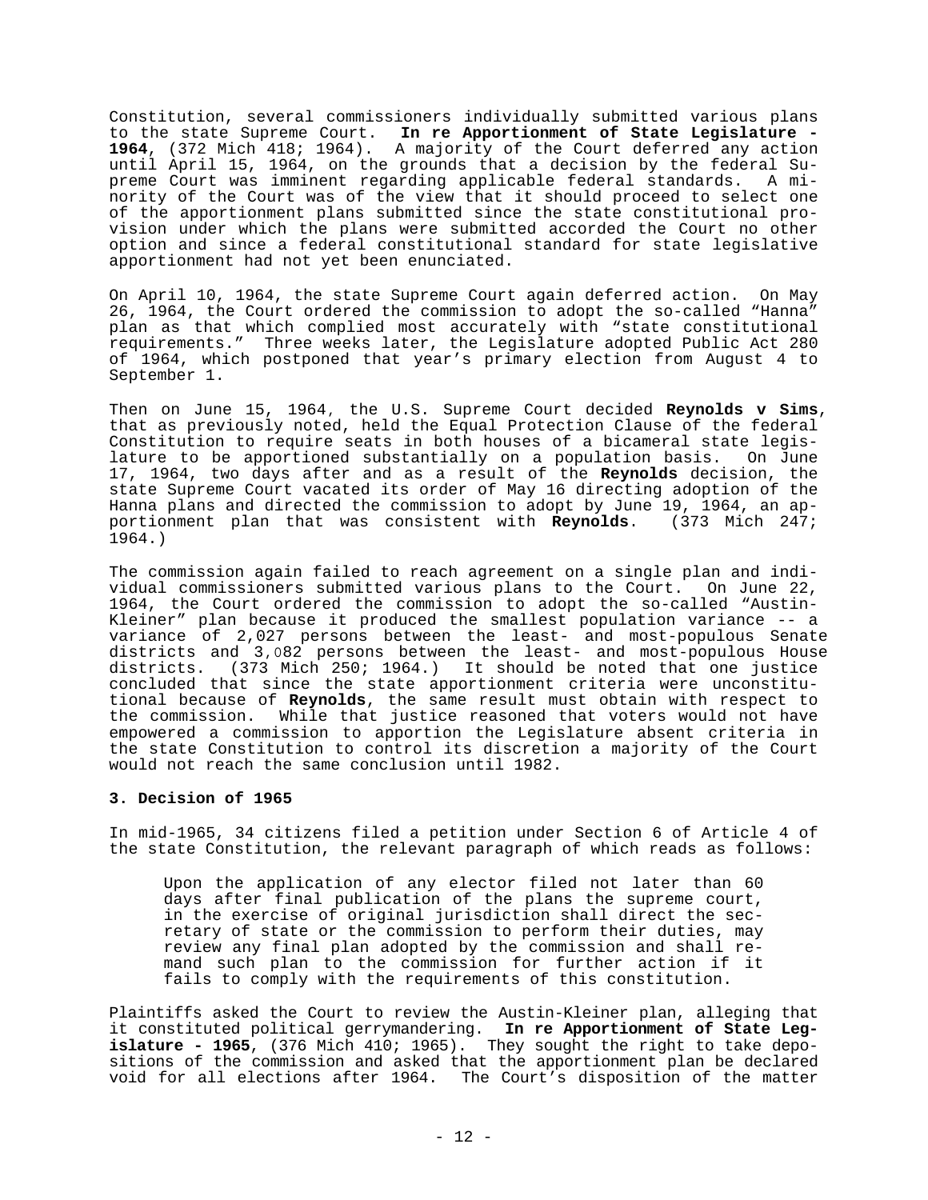Constitution, several commissioners individually submitted various plans to the state Supreme Court. **In re Apportionment of State Legislature - 1964**, (372 Mich 418; 1964). A majority of the Court deferred any action until April 15, 1964, on the grounds that a decision by the federal Supreme Court was imminent regarding applicable federal standards. A minority of the Court was of the view that it should proceed to select one of the apportionment plans submitted since the state constitutional provision under which the plans were submitted accorded the Court no other option and since a federal constitutional standard for state legislative apportionment had not yet been enunciated.

On April 10, 1964, the state Supreme Court again deferred action. On May 26, 1964, the Court ordered the commission to adopt the so-called "Hanna" plan as that which complied most accurately with "state constitutional requirements." Three weeks later, the Legislature adopted Public Act 280 of 1964, which postponed that year's primary election from August 4 to September 1.

Then on June 15, 1964, the U.S. Supreme Court decided **Reynolds v Sims**, that as previously noted, held the Equal Protection Clause of the federal Constitution to require seats in both houses of a bicameral state legislature to be apportioned substantially on a population basis. On June 17, 1964, two days after and as a result of the **Reynolds** decision, the state Supreme Court vacated its order of May 16 directing adoption of the Hanna plans and directed the commission to adopt by June 19, 1964, an apportionment plan that was consistent with **Reynolds**. (373 Mich 247; 1964.)

The commission again failed to reach agreement on a single plan and individual commissioners submitted various plans to the Court. On June 22, 1964, the Court ordered the commission to adopt the so-called "Austin-Kleiner" plan because it produced the smallest population variance -- a variance of 2,027 persons between the least- and most-populous Senate districts and 3,082 persons between the least- and most-populous House districts. (373 Mich 250; 1964.) It should be noted that one justice concluded that since the state apportionment criteria were unconstitutional because of **Reynolds**, the same result must obtain with respect to the commission. While that justice reasoned that voters would not have empowered a commission to apportion the Legislature absent criteria in the state Constitution to control its discretion a majority of the Court would not reach the same conclusion until 1982.

### 3. Decision of 1965

In mid-1965, 34 citizens filed a petition under Section 6 of Article 4 of the state Constitution, the relevant paragraph of which reads as follows:

> Upon the application of any elector filed not later than 60 days after final publication of the plans the supreme court, in the exercise of original jurisdiction shall direct the secretary of state or the commission to perform their duties, may review any final plan adopted by the commission and shall remand such plan to the commission for further action if it fails to comply with the requirements of this constitution.

Plaintiffs asked the Court to review the Austin-Kleiner plan, alleging that it constituted political gerrymandering. **In re Apportionment of State Legislature - 1965**, (376 Mich 410; 1965). They sought the right to take depositions of the commission and asked that the apportionment plan be declared void for all elections after 1964. The Court's disposition of the matter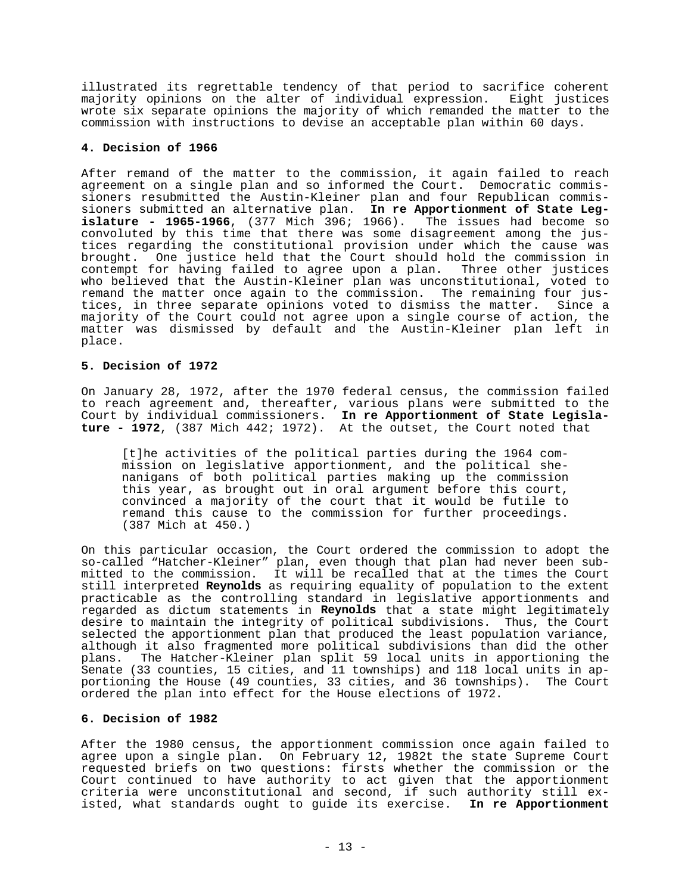illustrated its regrettable tendency of that period to sacrifice coherent majority opinions on the alter of individual expression. Eight justices wrote six separate opinions the majority of which remanded the matter to the commission with instructions to devise an acceptable plan within 60 days.

#### 4. Decision of 1966

After remand of the matter to the commission, it again failed to reach agreement on a single plan and so informed the Court. Democratic commissioners resubmitted the Austin-Kleiner plan and four Republican commissioners submitted an alternative plan. **In re Apportionment of State Legislature - 1965-1966**, (377 Mich 396; 1966). The issues had become so convoluted by this time that there was some disagreement among the justices regarding the constitutional provision under which the cause was brought. One justice held that the Court should hold the commission in contempt for having failed to agree upon a plan. Three other justices who believed that the Austin-Kleiner plan was unconstitutional, voted to remand the matter once again to the commission. The remaining four justices, in three separate opinions voted to dismiss the matter. Since a majority of the Court could not agree upon a single course of action, the matter was dismissed by default and the Austin-Kleiner plan left in place.

#### 5. Decision of 1972

On January 28, 1972, after the 1970 federal census, the commission failed to reach agreement and, thereafter, various plans were submitted to the Court by individual commissioners. **In re Apportionment of State Legislature - 1972**, (387 Mich 442; 1972). At the outset, the Court noted that

> [t]he activities of the political parties during the 1964 commission on legislative apportionment, and the political shenanigans of both political parties making up the commission this year, as brought out in oral argument before this court, convinced a majority of the court that it would be futile to remand this cause to the commission for further proceedings. (387 Mich at 450.)

On this particular occasion, the Court ordered the commission to adopt the so-called "Hatcher-Kleiner" plan, even though that plan had never been submitted to the commission. It will be recalled that at the times the Court still interpreted **Reynolds** as requiring equality of population to the extent practicable as the controlling standard in legislative apportionments and regarded as dictum statements in **Reynolds** that a state might legitimately desire to maintain the integrity of political subdivisions. Thus, the Court selected the apportionment plan that produced the least population variance, although it also fragmented more political subdivisions than did the other plans. The Hatcher-Kleiner plan split 59 local units in apportioning the Senate (33 counties, 15 cities, and 11 townships) and 118 local units in apportioning the House (49 counties, 33 cities, and 36 townships). The Court ordered the plan into effect for the House elections of 1972.

#### 6. Decision of 1982

After the 1980 census, the apportionment commission once again failed to agree upon a single plan. On February 12, 1982t the state Supreme Court requested briefs on two questions: firsts whether the commission or the Court continued to have authority to act given that the apportionment criteria were unconstitutional and second, if such authority still existed, what standards ought to guide its exercise. **In re Apportionment**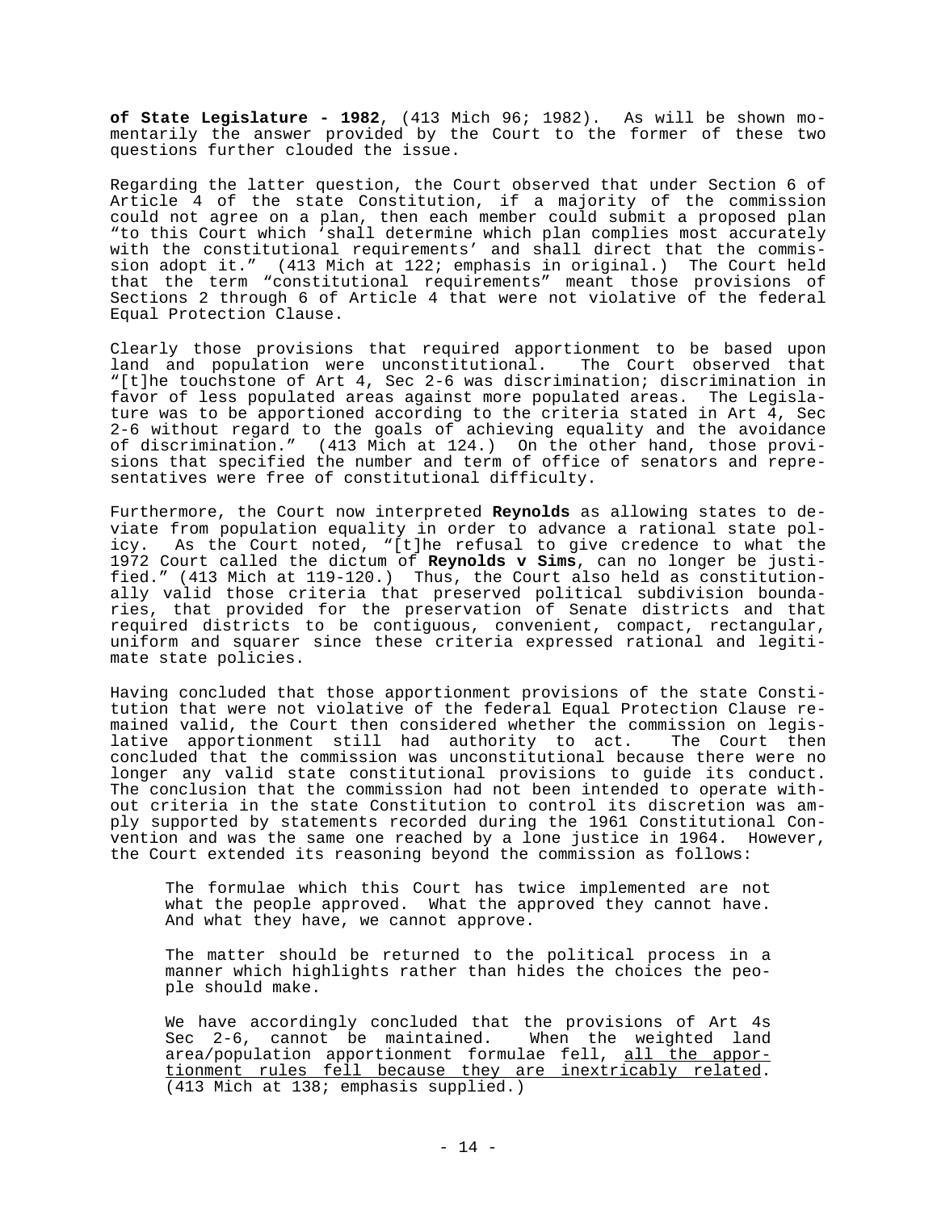**of State Legislature - 1982**, (413 Mich 96; 1982). As will be shown momentarily the answer provided by the Court to the former of these two questions further clouded the issue.

Regarding the latter question, the Court observed that under Section 6 of Article 4 of the state Constitution, if a majority of the commission could not agree on a plan, then each member could submit a proposed plan "to this Court which 'shall determine which plan complies most accurately with the constitutional requirements' and shall direct that the commission adopt it." (413 Mich at 122; emphasis in original.) The Court held that the term "constitutional requirements" meant those provisions of Sections 2 through 6 of Article 4 that were not violative of the federal Equal Protection Clause.

Clearly those provisions that required apportionment to be based upon land and population were unconstitutional. The Court observed that "[t]he touchstone of Art 4, Sec 2-6 was discrimination; discrimination in favor of less populated areas against more populated areas. The Legislature was to be apportioned according to the criteria stated in Art 4, Sec 2-6 without regard to the goals of achieving equality and the avoidance of discrimination." (413 Mich at 124.) On the other hand, those provisions that specified the number and term of office of senators and representatives were free of constitutional difficulty.

Furthermore, the Court now interpreted **Reynolds** as allowing states to deviate from population equality in order to advance a rational state policy. As the Court noted, "[t]he refusal to give credence to what the 1972 Court called the dictum of **Reynolds v Sims**, can no longer be justified." (413 Mich at 119-120.) Thus, the Court also held as constitutionally valid those criteria that preserved political subdivision boundaries, that provided for the preservation of Senate districts and that required districts to be contiguous, convenient, compact, rectangular, uniform and squarer since these criteria expressed rational and legitimate state policies.

Having concluded that those apportionment provisions of the state Constitution that were not violative of the federal Equal Protection Clause remained valid, the Court then considered whether the commission on legislative apportionment still had authority to act. The Court then concluded that the commission was unconstitutional because there were no longer any valid state constitutional provisions to guide its conduct. The conclusion that the commission had not been intended to operate without criteria in the state Constitution to control its discretion was amply supported by statements recorded during the 1961 Constitutional Convention and was the same one reached by a lone justice in 1964. However, the Court extended its reasoning beyond the commission as follows:

> The formulae which this Court has twice implemented are not what the people approved. What the approved they cannot have. And what they have, we cannot approve.
>
> The matter should be returned to the political process in a manner which highlights rather than hides the choices the people should make.
>
> We have accordingly concluded that the provisions of Art 4s Sec 2-6, cannot be maintained. When the weighted land area/population apportionment formulae fell, <u>all the apportionment rules fell because they are inextricably related</u>. (413 Mich at 138; emphasis supplied.)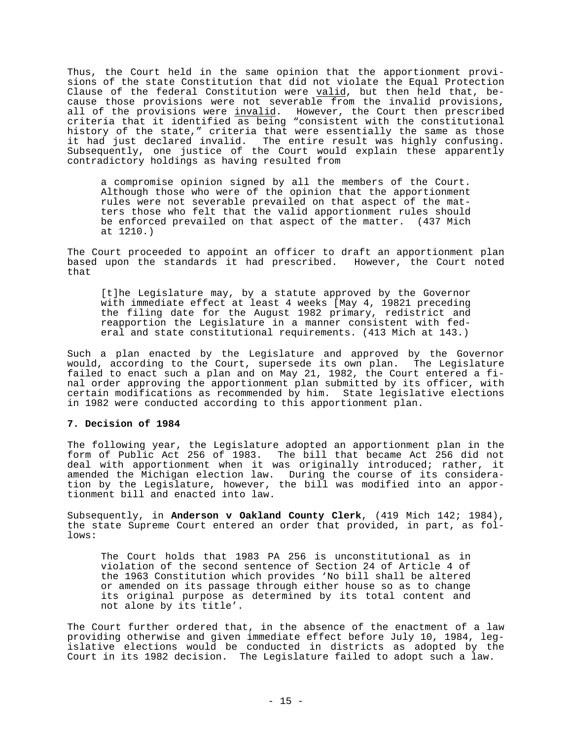Thus, the Court held in the same opinion that the apportionment provisions of the state Constitution that did not violate the Equal Protection Clause of the federal Constitution were valid, but then held that, because those provisions were not severable from the invalid provisions, all of the provisions were invalid. However, the Court then prescribed criteria that it identified as being "consistent with the constitutional history of the state," criteria that were essentially the same as those it had just declared invalid. The entire result was highly confusing. Subsequently, one justice of the Court would explain these apparently contradictory holdings as having resulted from

> a compromise opinion signed by all the members of the Court. Although those who were of the opinion that the apportionment rules were not severable prevailed on that aspect of the matters those who felt that the valid apportionment rules should be enforced prevailed on that aspect of the matter. (437 Mich at 1210.)

The Court proceeded to appoint an officer to draft an apportionment plan based upon the standards it had prescribed. However, the Court noted that

> [t]he Legislature may, by a statute approved by the Governor with immediate effect at least 4 weeks [May 4, 19821 preceding the filing date for the August 1982 primary, redistrict and reapportion the Legislature in a manner consistent with federal and state constitutional requirements. (413 Mich at 143.)

Such a plan enacted by the Legislature and approved by the Governor would, according to the Court, supersede its own plan. The Legislature failed to enact such a plan and on May 21, 1982, the Court entered a final order approving the apportionment plan submitted by its officer, with certain modifications as recommended by him. State legislative elections in 1982 were conducted according to this apportionment plan.

**7. Decision of 1984**

The following year, the Legislature adopted an apportionment plan in the form of Public Act 256 of 1983. The bill that became Act 256 did not deal with apportionment when it was originally introduced; rather, it amended the Michigan election law. During the course of its consideration by the Legislature, however, the bill was modified into an apportionment bill and enacted into law.

Subsequently, in **Anderson v Oakland County Clerk**, (419 Mich 142; 1984), the state Supreme Court entered an order that provided, in part, as follows:

> The Court holds that 1983 PA 256 is unconstitutional as in violation of the second sentence of Section 24 of Article 4 of the 1963 Constitution which provides 'No bill shall be altered or amended on its passage through either house so as to change its original purpose as determined by its total content and not alone by its title'.

The Court further ordered that, in the absence of the enactment of a law providing otherwise and given immediate effect before July 10, 1984, legislative elections would be conducted in districts as adopted by the Court in its 1982 decision. The Legislature failed to adopt such a law.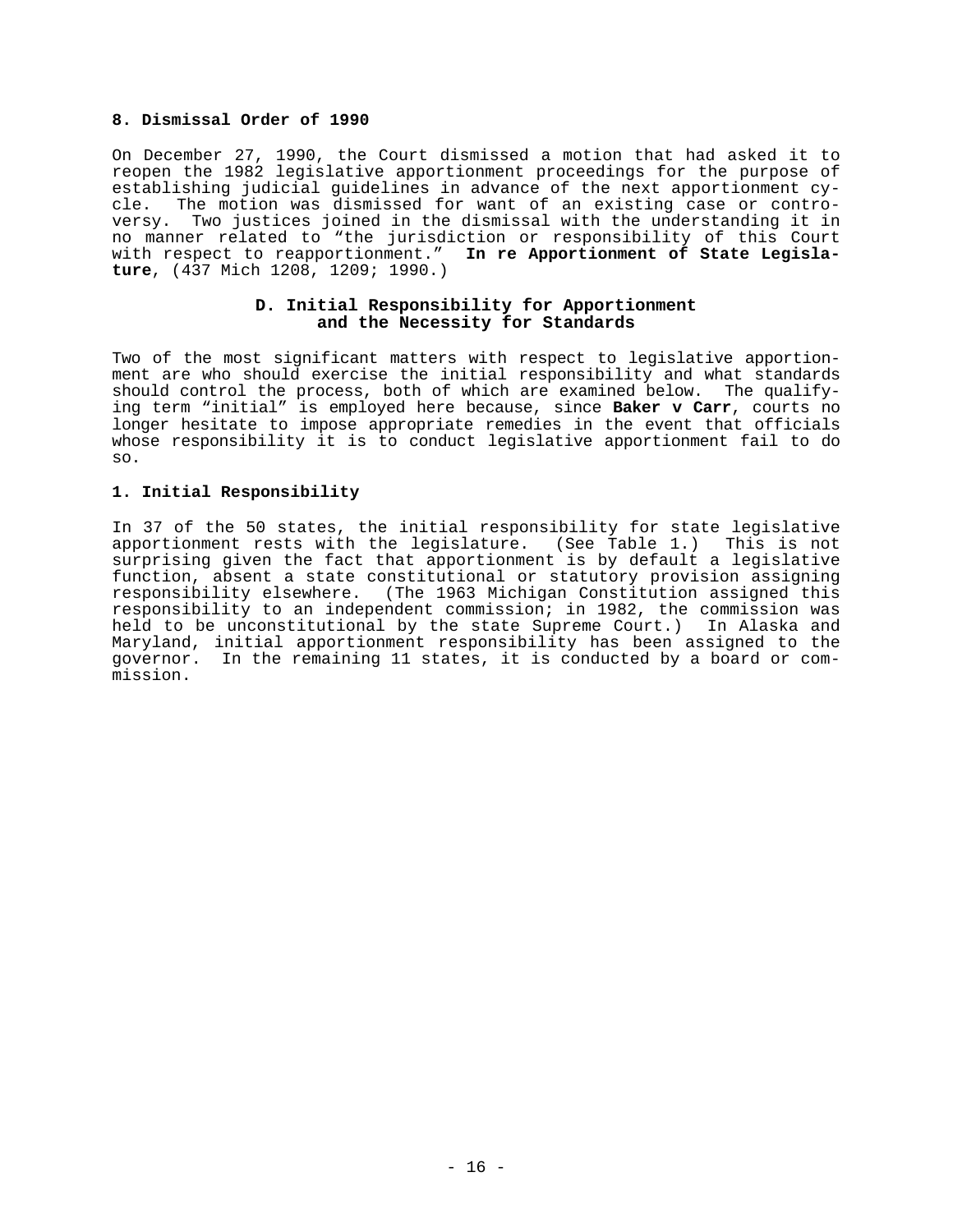#### 8. Dismissal Order of 1990

On December 27, 1990, the Court dismissed a motion that had asked it to reopen the 1982 legislative apportionment proceedings for the purpose of establishing judicial guidelines in advance of the next apportionment cycle. The motion was dismissed for want of an existing case or controversy. Two justices joined in the dismissal with the understanding it in no manner related to "the jurisdiction or responsibility of this Court with respect to reapportionment." **In re Apportionment of State Legislature**, (437 Mich 1208, 1209; 1990.)

### D. Initial Responsibility for Apportionment and the Necessity for Standards

Two of the most significant matters with respect to legislative apportionment are who should exercise the initial responsibility and what standards should control the process, both of which are examined below. The qualifying term "initial" is employed here because, since **Baker v Carr**, courts no longer hesitate to impose appropriate remedies in the event that officials whose responsibility it is to conduct legislative apportionment fail to do so.

#### 1. Initial Responsibility

In 37 of the 50 states, the initial responsibility for state legislative apportionment rests with the legislature. (See Table 1.) This is not surprising given the fact that apportionment is by default a legislative function, absent a state constitutional or statutory provision assigning responsibility elsewhere. (The 1963 Michigan Constitution assigned this responsibility to an independent commission; in 1982, the commission was held to be unconstitutional by the state Supreme Court.) In Alaska and Maryland, initial apportionment responsibility has been assigned to the governor. In the remaining 11 states, it is conducted by a board or commission.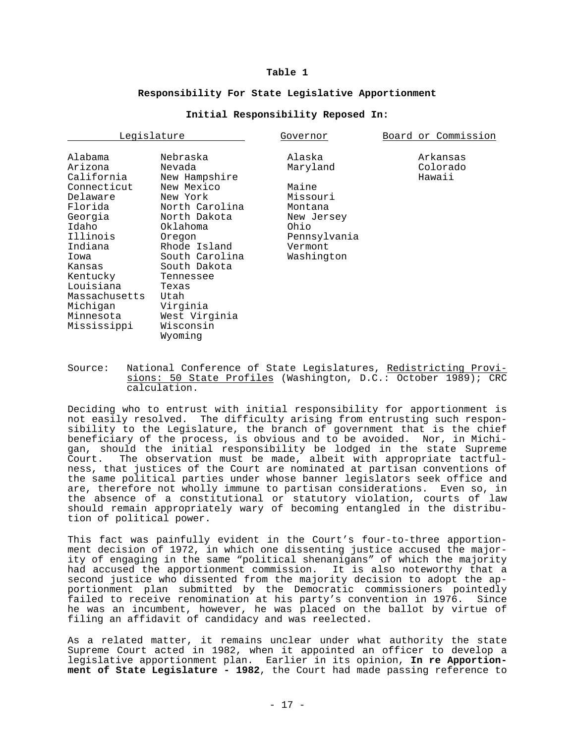**Table 1**

**Responsibility For State Legislative Apportionment**

**Initial Responsibility Reposed In:**

| Legislature | | Governor | Board or Commission |
|---|---|---|---|
| Alabama | Nebraska | Alaska | Arkansas |
| Arizona | Nevada | Maryland | Colorado |
| California | New Hampshire | | Hawaii |
| Connecticut | New Mexico | Maine | |
| Delaware | New York | Missouri | |
| Florida | North Carolina | Montana | |
| Georgia | North Dakota | New Jersey | |
| Idaho | Oklahoma | Ohio | |
| Illinois | Oregon | Pennsylvania | |
| Indiana | Rhode Island | Vermont | |
| Iowa | South Carolina | Washington | |
| Kansas | South Dakota | | |
| Kentucky | Tennessee | | |
| Louisiana | Texas | | |
| Massachusetts | Utah | | |
| Michigan | Virginia | | |
| Minnesota | West Virginia | | |
| Mississippi | Wisconsin | | |
| | Wyoming | | |

Source: National Conference of State Legislatures, Redistricting Provisions: 50 State Profiles (Washington, D.C.: October 1989); CRC calculation.

Deciding who to entrust with initial responsibility for apportionment is not easily resolved. The difficulty arising from entrusting such responsibility to the Legislature, the branch of government that is the chief beneficiary of the process, is obvious and to be avoided. Nor, in Michigan, should the initial responsibility be lodged in the state Supreme Court. The observation must be made, albeit with appropriate tactfulness, that justices of the Court are nominated at partisan conventions of the same political parties under whose banner legislators seek office and are, therefore not wholly immune to partisan considerations. Even so, in the absence of a constitutional or statutory violation, courts of law should remain appropriately wary of becoming entangled in the distribution of political power.

This fact was painfully evident in the Court's four-to-three apportionment decision of 1972, in which one dissenting justice accused the majority of engaging in the same "political shenanigans" of which the majority had accused the apportionment commission. It is also noteworthy that a second justice who dissented from the majority decision to adopt the apportionment plan submitted by the Democratic commissioners pointedly failed to receive renomination at his party's convention in 1976. Since he was an incumbent, however, he was placed on the ballot by virtue of filing an affidavit of candidacy and was reelected.

As a related matter, it remains unclear under what authority the state Supreme Court acted in 1982, when it appointed an officer to develop a legislative apportionment plan. Earlier in its opinion, **In re Apportionment of State Legislature - 1982**, the Court had made passing reference to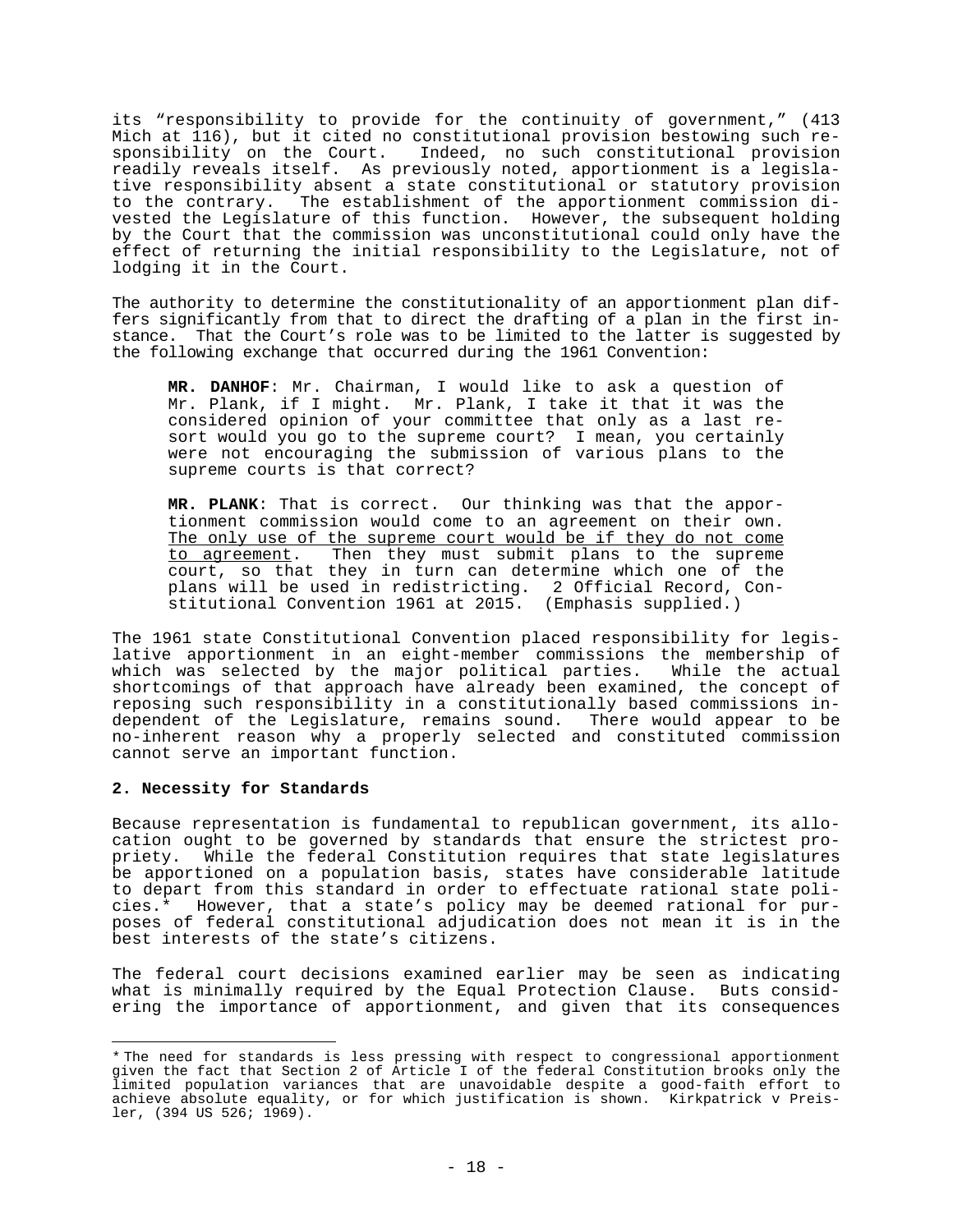its "responsibility to provide for the continuity of government," (413 Mich at 116), but it cited no constitutional provision bestowing such responsibility on the Court. Indeed, no such constitutional provision readily reveals itself. As previously noted, apportionment is a legislative responsibility absent a state constitutional or statutory provision to the contrary. The establishment of the apportionment commission divested the Legislature of this function. However, the subsequent holding by the Court that the commission was unconstitutional could only have the effect of returning the initial responsibility to the Legislature, not of lodging it in the Court.

The authority to determine the constitutionality of an apportionment plan differs significantly from that to direct the drafting of a plan in the first instance. That the Court's role was to be limited to the latter is suggested by the following exchange that occurred during the 1961 Convention:

> **MR. DANHOF**: Mr. Chairman, I would like to ask a question of Mr. Plank, if I might. Mr. Plank, I take it that it was the considered opinion of your committee that only as a last resort would you go to the supreme court? I mean, you certainly were not encouraging the submission of various plans to the supreme courts is that correct?
>
> **MR. PLANK**: That is correct. Our thinking was that the apportionment commission would come to an agreement on their own. <u>The only use of the supreme court would be if they do not come to agreement</u>. Then they must submit plans to the supreme court, so that they in turn can determine which one of the plans will be used in redistricting. 2 Official Record, Constitutional Convention 1961 at 2015. (Emphasis supplied.)

The 1961 state Constitutional Convention placed responsibility for legislative apportionment in an eight-member commissions the membership of which was selected by the major political parties. While the actual shortcomings of that approach have already been examined, the concept of reposing such responsibility in a constitutionally based commissions independent of the Legislature, remains sound. There would appear to be no-inherent reason why a properly selected and constituted commission cannot serve an important function.

### 2. Necessity for Standards

Because representation is fundamental to republican government, its allocation ought to be governed by standards that ensure the strictest propriety. While the federal Constitution requires that state legislatures be apportioned on a population basis, states have considerable latitude to depart from this standard in order to effectuate rational state policies.* However, that a state's policy may be deemed rational for purposes of federal constitutional adjudication does not mean it is in the best interests of the state's citizens.

The federal court decisions examined earlier may be seen as indicating what is minimally required by the Equal Protection Clause. Buts considering the importance of apportionment, and given that its consequences

---

* The need for standards is less pressing with respect to congressional apportionment given the fact that Section 2 of Article I of the federal Constitution brooks only the limited population variances that are unavoidable despite a good-faith effort to achieve absolute equality, or for which justification is shown. Kirkpatrick v Preisler, (394 US 526; 1969).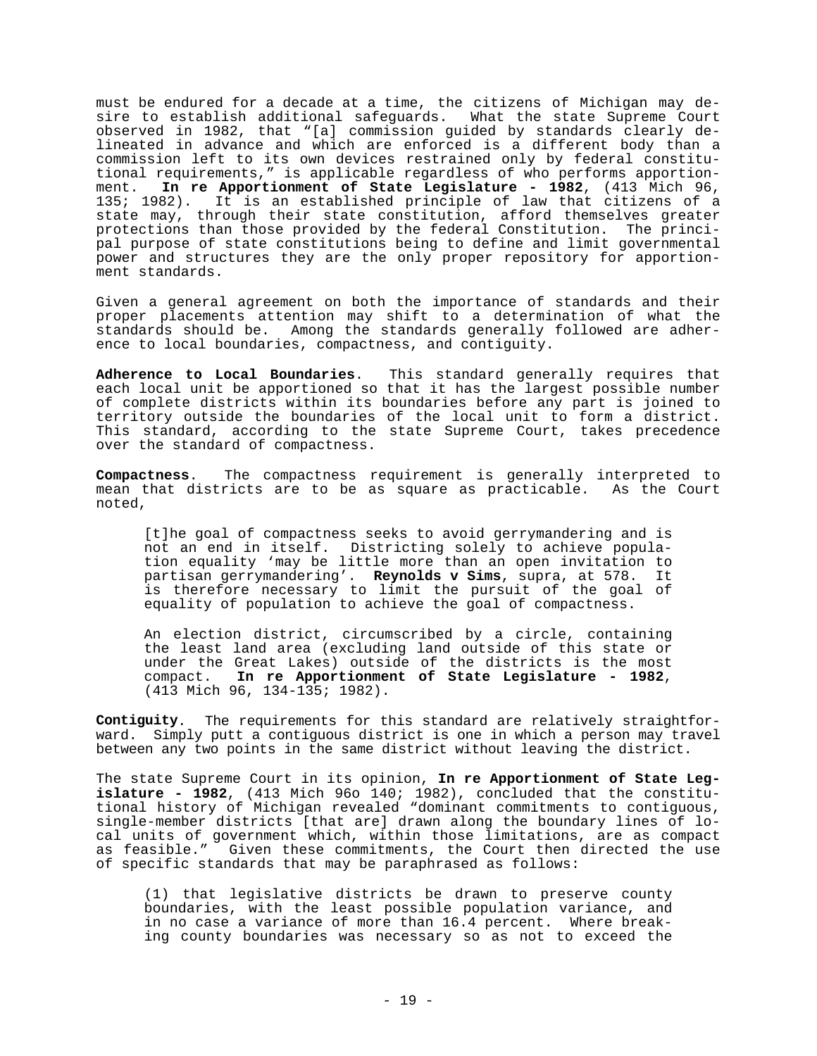must be endured for a decade at a time, the citizens of Michigan may desire to establish additional safeguards. What the state Supreme Court observed in 1982, that "[a] commission guided by standards clearly delineated in advance and which are enforced is a different body than a commission left to its own devices restrained only by federal constitutional requirements," is applicable regardless of who performs apportionment. **In re Apportionment of State Legislature - 1982**, (413 Mich 96, 135; 1982). It is an established principle of law that citizens of a state may, through their state constitution, afford themselves greater protections than those provided by the federal Constitution. The principal purpose of state constitutions being to define and limit governmental power and structures they are the only proper repository for apportionment standards.

Given a general agreement on both the importance of standards and their proper placements attention may shift to a determination of what the standards should be. Among the standards generally followed are adherence to local boundaries, compactness, and contiguity.

**Adherence to Local Boundaries**. This standard generally requires that each local unit be apportioned so that it has the largest possible number of complete districts within its boundaries before any part is joined to territory outside the boundaries of the local unit to form a district. This standard, according to the state Supreme Court, takes precedence over the standard of compactness.

**Compactness**. The compactness requirement is generally interpreted to mean that districts are to be as square as practicable. As the Court noted,

> [t]he goal of compactness seeks to avoid gerrymandering and is not an end in itself. Districting solely to achieve population equality 'may be little more than an open invitation to partisan gerrymandering'. **Reynolds v Sims**, supra, at 578. It is therefore necessary to limit the pursuit of the goal of equality of population to achieve the goal of compactness.
>
> An election district, circumscribed by a circle, containing the least land area (excluding land outside of this state or under the Great Lakes) outside of the districts is the most compact. **In re Apportionment of State Legislature - 1982**, (413 Mich 96, 134-135; 1982).

**Contiguity**. The requirements for this standard are relatively straightforward. Simply putt a contiguous district is one in which a person may travel between any two points in the same district without leaving the district.

The state Supreme Court in its opinion, **In re Apportionment of State Legislature - 1982**, (413 Mich 96o 140; 1982), concluded that the constitutional history of Michigan revealed "dominant commitments to contiguous, single-member districts [that are] drawn along the boundary lines of local units of government which, within those limitations, are as compact as feasible." Given these commitments, the Court then directed the use of specific standards that may be paraphrased as follows:

> (1) that legislative districts be drawn to preserve county boundaries, with the least possible population variance, and in no case a variance of more than 16.4 percent. Where breaking county boundaries was necessary so as not to exceed the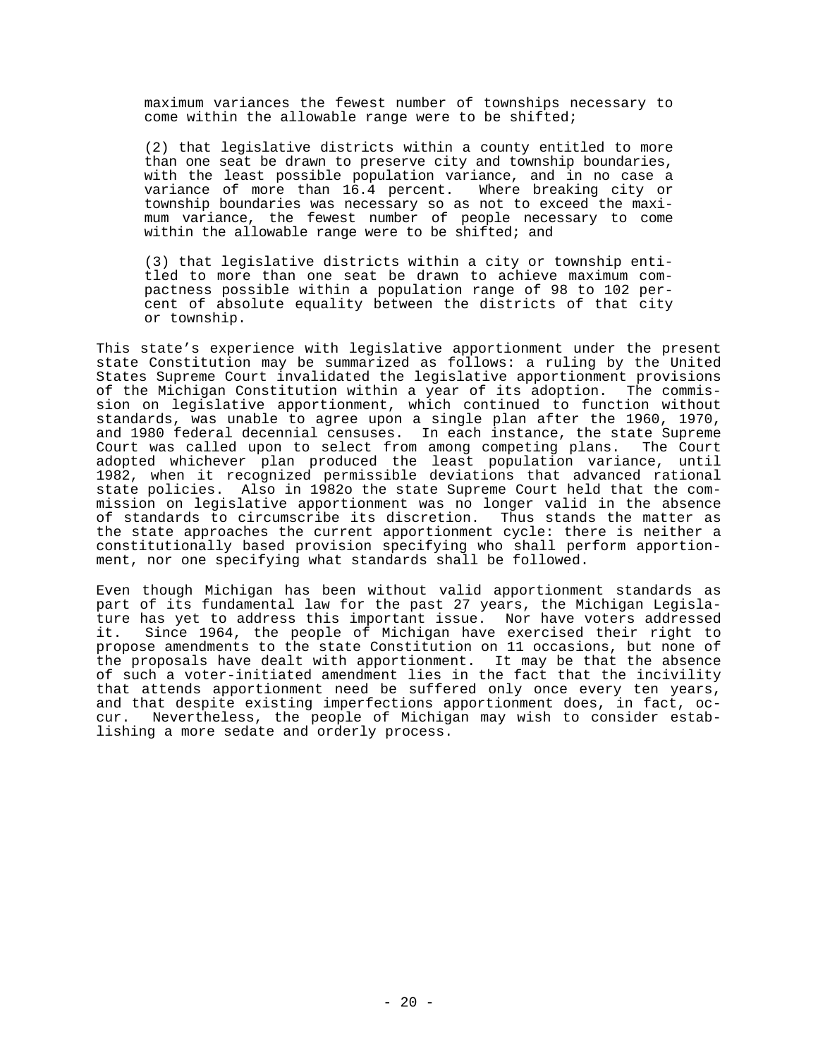maximum variances the fewest number of townships necessary to come within the allowable range were to be shifted;

(2) that legislative districts within a county entitled to more than one seat be drawn to preserve city and township boundaries, with the least possible population variance, and in no case a variance of more than 16.4 percent. Where breaking city or township boundaries was necessary so as not to exceed the maximum variance, the fewest number of people necessary to come within the allowable range were to be shifted; and

(3) that legislative districts within a city or township entitled to more than one seat be drawn to achieve maximum compactness possible within a population range of 98 to 102 percent of absolute equality between the districts of that city or township.

This state's experience with legislative apportionment under the present state Constitution may be summarized as follows: a ruling by the United States Supreme Court invalidated the legislative apportionment provisions of the Michigan Constitution within a year of its adoption. The commission on legislative apportionment, which continued to function without standards, was unable to agree upon a single plan after the 1960, 1970, and 1980 federal decennial censuses. In each instance, the state Supreme Court was called upon to select from among competing plans. The Court adopted whichever plan produced the least population variance, until 1982, when it recognized permissible deviations that advanced rational state policies. Also in 1982o the state Supreme Court held that the commission on legislative apportionment was no longer valid in the absence of standards to circumscribe its discretion. Thus stands the matter as the state approaches the current apportionment cycle: there is neither a constitutionally based provision specifying who shall perform apportionment, nor one specifying what standards shall be followed.

Even though Michigan has been without valid apportionment standards as part of its fundamental law for the past 27 years, the Michigan Legislature has yet to address this important issue. Nor have voters addressed it. Since 1964, the people of Michigan have exercised their right to propose amendments to the state Constitution on 11 occasions, but none of the proposals have dealt with apportionment. It may be that the absence of such a voter-initiated amendment lies in the fact that the incivility that attends apportionment need be suffered only once every ten years, and that despite existing imperfections apportionment does, in fact, occur. Nevertheless, the people of Michigan may wish to consider establishing a more sedate and orderly process.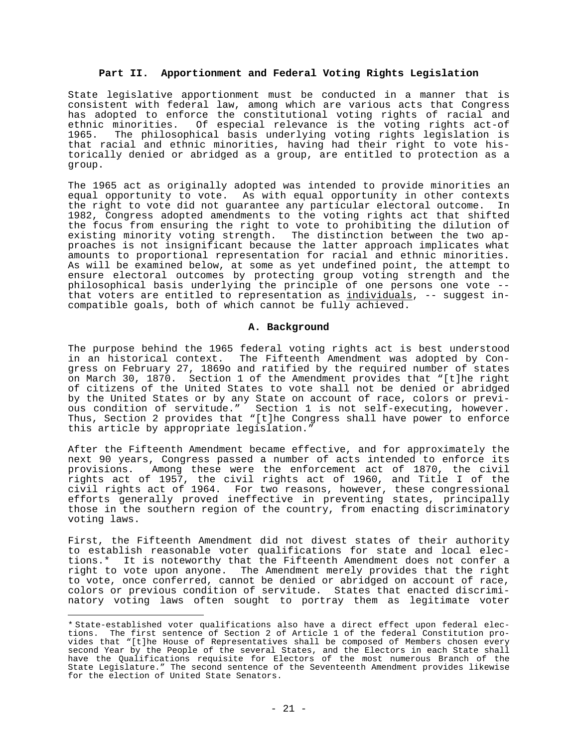## Part II. Apportionment and Federal Voting Rights Legislation

State legislative apportionment must be conducted in a manner that is consistent with federal law, among which are various acts that Congress has adopted to enforce the constitutional voting rights of racial and ethnic minorities. Of especial relevance is the voting rights act-of 1965. The philosophical basis underlying voting rights legislation is that racial and ethnic minorities, having had their right to vote historically denied or abridged as a group, are entitled to protection as a group.

The 1965 act as originally adopted was intended to provide minorities an equal opportunity to vote. As with equal opportunity in other contexts the right to vote did not guarantee any particular electoral outcome. In 1982, Congress adopted amendments to the voting rights act that shifted the focus from ensuring the right to vote to prohibiting the dilution of existing minority voting strength. The distinction between the two approaches is not insignificant because the latter approach implicates what amounts to proportional representation for racial and ethnic minorities. As will be examined below, at some as yet undefined point, the attempt to ensure electoral outcomes by protecting group voting strength and the philosophical basis underlying the principle of one persons one vote -- that voters are entitled to representation as <u>individuals</u>, -- suggest incompatible goals, both of which cannot be fully achieved.

### A. Background

The purpose behind the 1965 federal voting rights act is best understood in an historical context. The Fifteenth Amendment was adopted by Congress on February 27, 1869o and ratified by the required number of states on March 30, 1870. Section 1 of the Amendment provides that "[t]he right of citizens of the United States to vote shall not be denied or abridged by the United States or by any State on account of race, colors or previous condition of servitude." Section 1 is not self-executing, however. Thus, Section 2 provides that "[t]he Congress shall have power to enforce this article by appropriate legislation."

After the Fifteenth Amendment became effective, and for approximately the next 90 years, Congress passed a number of acts intended to enforce its provisions. Among these were the enforcement act of 1870, the civil rights act of 1957, the civil rights act of 1960, and Title I of the civil rights act of 1964. For two reasons, however, these congressional efforts generally proved ineffective in preventing states, principally those in the southern region of the country, from enacting discriminatory voting laws.

First, the Fifteenth Amendment did not divest states of their authority to establish reasonable voter qualifications for state and local elections.* It is noteworthy that the Fifteenth Amendment does not confer a right to vote upon anyone. The Amendment merely provides that the right to vote, once conferred, cannot be denied or abridged on account of race, colors or previous condition of servitude. States that enacted discriminatory voting laws often sought to portray them as legitimate voter

---

* State-established voter qualifications also have a direct effect upon federal elections. The first sentence of Section 2 of Article 1 of the federal Constitution provides that "[t]he House of Representatives shall be composed of Members chosen every second Year by the People of the several States, and the Electors in each State shall have the Qualifications requisite for Electors of the most numerous Branch of the State Legislature." The second sentence of the Seventeenth Amendment provides likewise for the election of United State Senators.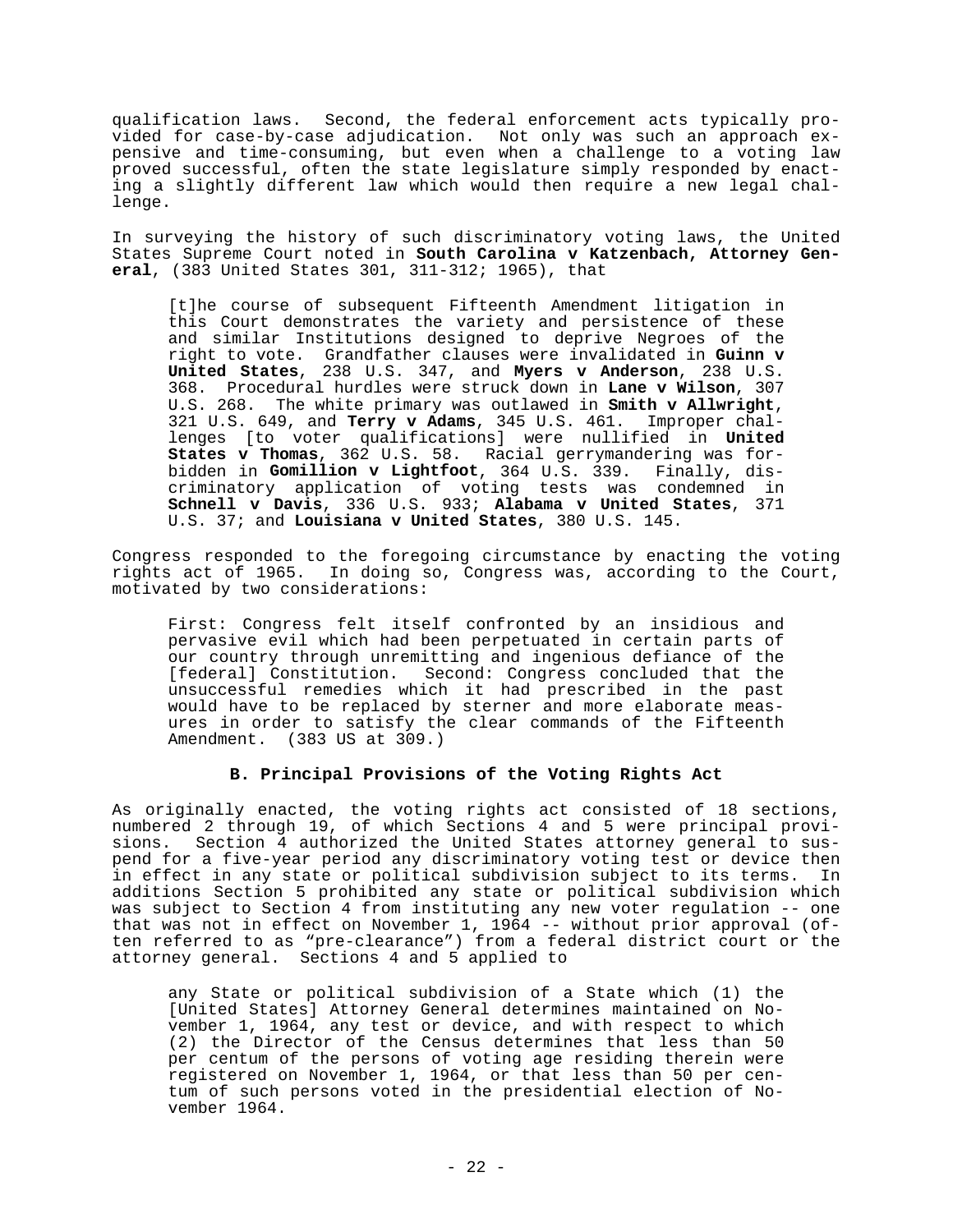qualification laws. Second, the federal enforcement acts typically provided for case-by-case adjudication. Not only was such an approach expensive and time-consuming, but even when a challenge to a voting law proved successful, often the state legislature simply responded by enacting a slightly different law which would then require a new legal challenge.

In surveying the history of such discriminatory voting laws, the United States Supreme Court noted in **South Carolina v Katzenbach, Attorney General**, (383 United States 301, 311-312; 1965), that

> [t]he course of subsequent Fifteenth Amendment litigation in this Court demonstrates the variety and persistence of these and similar Institutions designed to deprive Negroes of the right to vote. Grandfather clauses were invalidated in **Guinn v United States**, 238 U.S. 347, and **Myers v Anderson**, 238 U.S. 368. Procedural hurdles were struck down in **Lane v Wilson**, 307 U.S. 268. The white primary was outlawed in **Smith v Allwright**, 321 U.S. 649, and **Terry v Adams**, 345 U.S. 461. Improper challenges [to voter qualifications] were nullified in **United States v Thomas**, 362 U.S. 58. Racial gerrymandering was forbidden in **Gomillion v Lightfoot**, 364 U.S. 339. Finally, discriminatory application of voting tests was condemned in **Schnell v Davis**, 336 U.S. 933; **Alabama v United States**, 371 U.S. 37; and **Louisiana v United States**, 380 U.S. 145.

Congress responded to the foregoing circumstance by enacting the voting rights act of 1965. In doing so, Congress was, according to the Court, motivated by two considerations:

> First: Congress felt itself confronted by an insidious and pervasive evil which had been perpetuated in certain parts of our country through unremitting and ingenious defiance of the [federal] Constitution. Second: Congress concluded that the unsuccessful remedies which it had prescribed in the past would have to be replaced by sterner and more elaborate measures in order to satisfy the clear commands of the Fifteenth Amendment. (383 US at 309.)

### B. Principal Provisions of the Voting Rights Act

As originally enacted, the voting rights act consisted of 18 sections, numbered 2 through 19, of which Sections 4 and 5 were principal provisions. Section 4 authorized the United States attorney general to suspend for a five-year period any discriminatory voting test or device then in effect in any state or political subdivision subject to its terms. In additions Section 5 prohibited any state or political subdivision which was subject to Section 4 from instituting any new voter regulation -- one that was not in effect on November 1, 1964 -- without prior approval (often referred to as "pre-clearance") from a federal district court or the attorney general. Sections 4 and 5 applied to

> any State or political subdivision of a State which (1) the [United States] Attorney General determines maintained on November 1, 1964, any test or device, and with respect to which (2) the Director of the Census determines that less than 50 per centum of the persons of voting age residing therein were registered on November 1, 1964, or that less than 50 per centum of such persons voted in the presidential election of November 1964.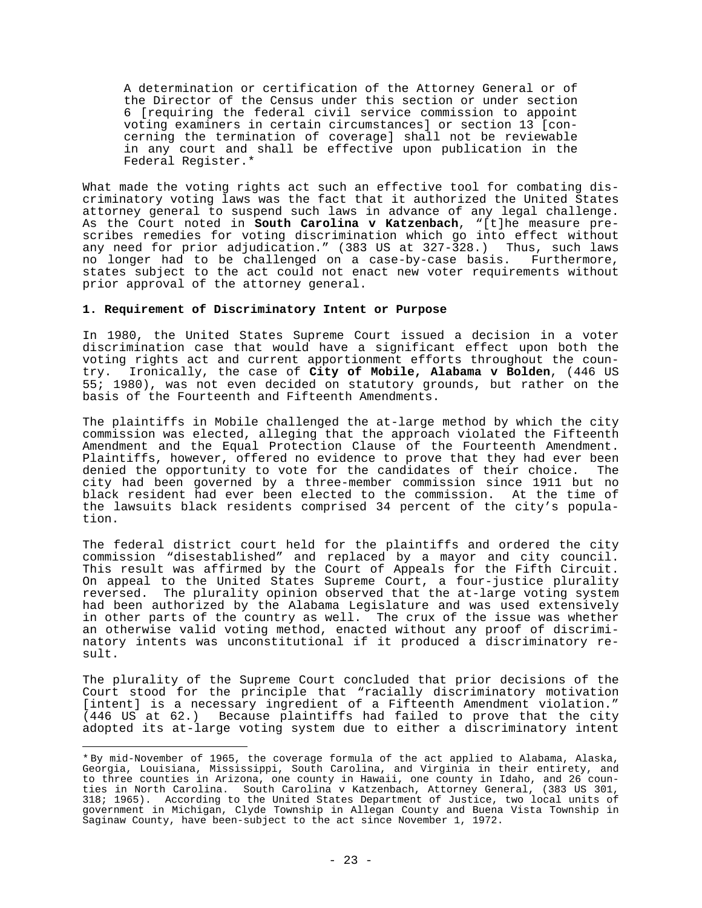> A determination or certification of the Attorney General or of the Director of the Census under this section or under section 6 [requiring the federal civil service commission to appoint voting examiners in certain circumstances] or section 13 [concerning the termination of coverage] shall not be reviewable in any court and shall be effective upon publication in the Federal Register.*

What made the voting rights act such an effective tool for combating discriminatory voting laws was the fact that it authorized the United States attorney general to suspend such laws in advance of any legal challenge. As the Court noted in **South Carolina v Katzenbach**, "[t]he measure prescribes remedies for voting discrimination which go into effect without any need for prior adjudication." (383 US at 327-328.) Thus, such laws no longer had to be challenged on a case-by-case basis. Furthermore, states subject to the act could not enact new voter requirements without prior approval of the attorney general.

### 1. Requirement of Discriminatory Intent or Purpose

In 1980, the United States Supreme Court issued a decision in a voter discrimination case that would have a significant effect upon both the voting rights act and current apportionment efforts throughout the country. Ironically, the case of **City of Mobile, Alabama v Bolden**, (446 US 55; 1980), was not even decided on statutory grounds, but rather on the basis of the Fourteenth and Fifteenth Amendments.

The plaintiffs in Mobile challenged the at-large method by which the city commission was elected, alleging that the approach violated the Fifteenth Amendment and the Equal Protection Clause of the Fourteenth Amendment. Plaintiffs, however, offered no evidence to prove that they had ever been denied the opportunity to vote for the candidates of their choice. The city had been governed by a three-member commission since 1911 but no black resident had ever been elected to the commission. At the time of the lawsuits black residents comprised 34 percent of the city's population.

The federal district court held for the plaintiffs and ordered the city commission "disestablished" and replaced by a mayor and city council. This result was affirmed by the Court of Appeals for the Fifth Circuit. On appeal to the United States Supreme Court, a four-justice plurality reversed. The plurality opinion observed that the at-large voting system had been authorized by the Alabama Legislature and was used extensively in other parts of the country as well. The crux of the issue was whether an otherwise valid voting method, enacted without any proof of discriminatory intents was unconstitutional if it produced a discriminatory result.

The plurality of the Supreme Court concluded that prior decisions of the Court stood for the principle that "racially discriminatory motivation [intent] is a necessary ingredient of a Fifteenth Amendment violation." (446 US at 62.) Because plaintiffs had failed to prove that the city adopted its at-large voting system due to either a discriminatory intent

---

\* By mid-November of 1965, the coverage formula of the act applied to Alabama, Alaska, Georgia, Louisiana, Mississippi, South Carolina, and Virginia in their entirety, and to three counties in Arizona, one county in Hawaii, one county in Idaho, and 26 counties in North Carolina. South Carolina v Katzenbach, Attorney General, (383 US 301, 318; 1965). According to the United States Department of Justice, two local units of government in Michigan, Clyde Township in Allegan County and Buena Vista Township in Saginaw County, have been-subject to the act since November 1, 1972.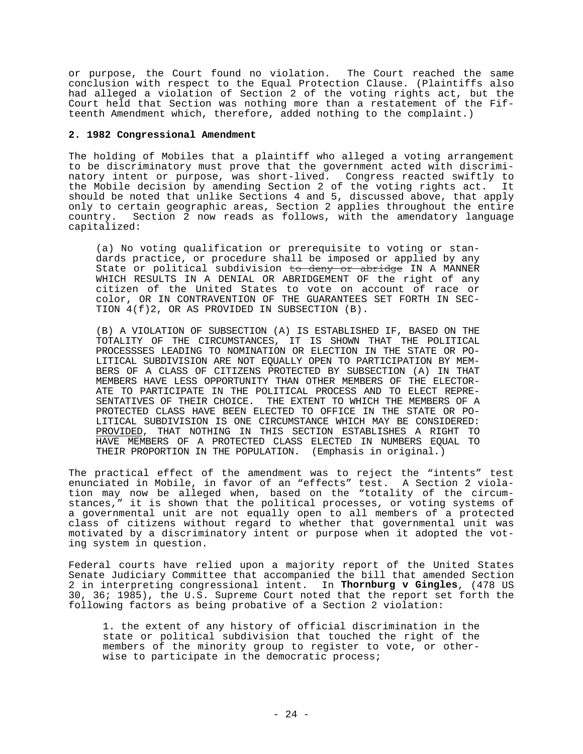or purpose, the Court found no violation. The Court reached the same conclusion with respect to the Equal Protection Clause. (Plaintiffs also had alleged a violation of Section 2 of the voting rights act, but the Court held that Section was nothing more than a restatement of the Fifteenth Amendment which, therefore, added nothing to the complaint.)

**2. 1982 Congressional Amendment**

The holding of Mobiles that a plaintiff who alleged a voting arrangement to be discriminatory must prove that the government acted with discriminatory intent or purpose, was short-lived. Congress reacted swiftly to the Mobile decision by amending Section 2 of the voting rights act. It should be noted that unlike Sections 4 and 5, discussed above, that apply only to certain geographic areas, Section 2 applies throughout the entire country. Section 2 now reads as follows, with the amendatory language capitalized:

> (a) No voting qualification or prerequisite to voting or standards practice, or procedure shall be imposed or applied by any State or political subdivision ~~to deny or abridge~~ IN A MANNER WHICH RESULTS IN A DENIAL OR ABRIDGEMENT OF the right of any citizen of the United States to vote on account of race or color, OR IN CONTRAVENTION OF THE GUARANTEES SET FORTH IN SECTION 4(f)2, OR AS PROVIDED IN SUBSECTION (B).
>
> (B) A VIOLATION OF SUBSECTION (A) IS ESTABLISHED IF, BASED ON THE TOTALITY OF THE CIRCUMSTANCES, IT IS SHOWN THAT THE POLITICAL PROCESSSES LEADING TO NOMINATION OR ELECTION IN THE STATE OR POLITICAL SUBDIVISION ARE NOT EQUALLY OPEN TO PARTICIPATION BY MEMBERS OF A CLASS OF CITIZENS PROTECTED BY SUBSECTION (A) IN THAT MEMBERS HAVE LESS OPPORTUNITY THAN OTHER MEMBERS OF THE ELECTORATE TO PARTICIPATE IN THE POLITICAL PROCESS AND TO ELECT REPRESENTATIVES OF THEIR CHOICE. THE EXTENT TO WHICH THE MEMBERS OF A PROTECTED CLASS HAVE BEEN ELECTED TO OFFICE IN THE STATE OR POLITICAL SUBDIVISION IS ONE CIRCUMSTANCE WHICH MAY BE CONSIDERED: <u>PROVIDED</u>, <u>THAT NOTHING IN THIS SECTION ESTABLISHES A RIGHT TO HAVE MEMBERS OF A PROTECTED CLASS ELECTED IN NUMBERS EQUAL TO THEIR PROPORTION IN THE POPULATION.</u> (Emphasis in original.)

The practical effect of the amendment was to reject the "intents" test enunciated in Mobile, in favor of an "effects" test. A Section 2 violation may now be alleged when, based on the "totality of the circumstances," it is shown that the political processes, or voting systems of a governmental unit are not equally open to all members of a protected class of citizens without regard to whether that governmental unit was motivated by a discriminatory intent or purpose when it adopted the voting system in question.

Federal courts have relied upon a majority report of the United States Senate Judiciary Committee that accompanied the bill that amended Section 2 in interpreting congressional intent. In **Thornburg v Gingles**, (478 US 30, 36; 1985), the U.S. Supreme Court noted that the report set forth the following factors as being probative of a Section 2 violation:

> 1. the extent of any history of official discrimination in the state or political subdivision that touched the right of the members of the minority group to register to vote, or otherwise to participate in the democratic process;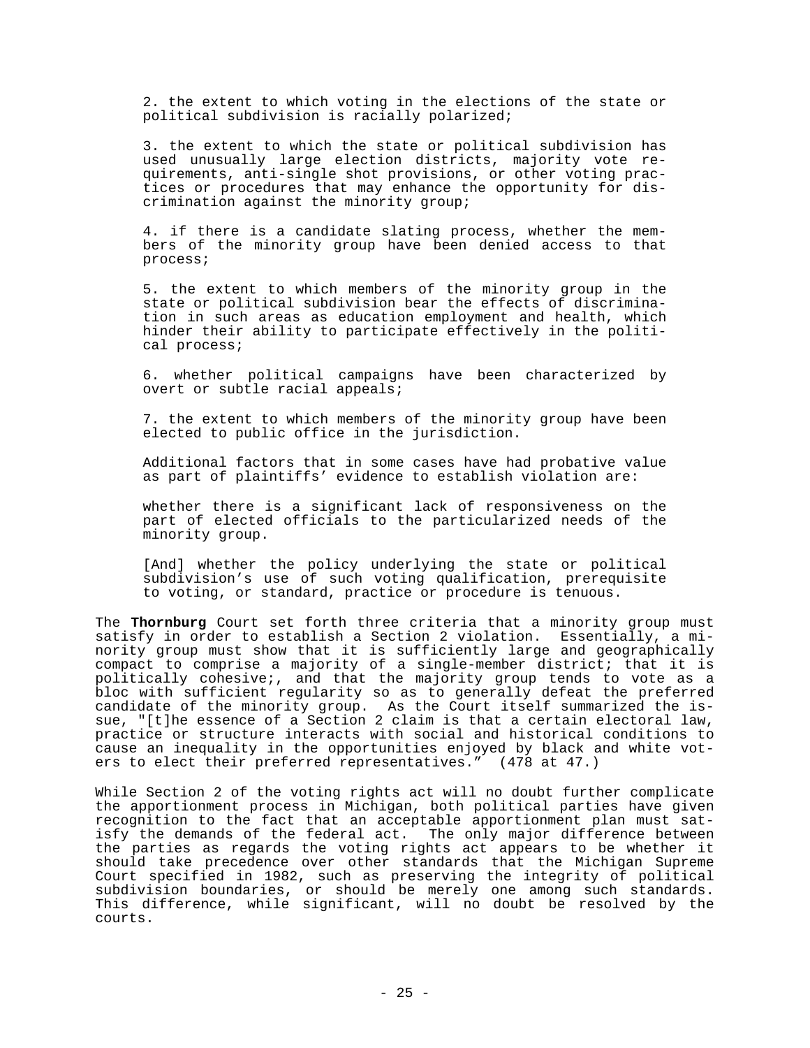2. the extent to which voting in the elections of the state or political subdivision is racially polarized;

3. the extent to which the state or political subdivision has used unusually large election districts, majority vote requirements, anti-single shot provisions, or other voting practices or procedures that may enhance the opportunity for discrimination against the minority group;

4. if there is a candidate slating process, whether the members of the minority group have been denied access to that process;

5. the extent to which members of the minority group in the state or political subdivision bear the effects of discrimination in such areas as education employment and health, which hinder their ability to participate effectively in the political process;

6. whether political campaigns have been characterized by overt or subtle racial appeals;

7. the extent to which members of the minority group have been elected to public office in the jurisdiction.

Additional factors that in some cases have had probative value as part of plaintiffs' evidence to establish violation are:

whether there is a significant lack of responsiveness on the part of elected officials to the particularized needs of the minority group.

[And] whether the policy underlying the state or political subdivision's use of such voting qualification, prerequisite to voting, or standard, practice or procedure is tenuous.

The **Thornburg** Court set forth three criteria that a minority group must satisfy in order to establish a Section 2 violation. Essentially, a minority group must show that it is sufficiently large and geographically compact to comprise a majority of a single-member district; that it is politically cohesive;, and that the majority group tends to vote as a bloc with sufficient regularity so as to generally defeat the preferred candidate of the minority group. As the Court itself summarized the issue, "[t]he essence of a Section 2 claim is that a certain electoral law, practice or structure interacts with social and historical conditions to cause an inequality in the opportunities enjoyed by black and white voters to elect their preferred representatives." (478 at 47.)

While Section 2 of the voting rights act will no doubt further complicate the apportionment process in Michigan, both political parties have given recognition to the fact that an acceptable apportionment plan must satisfy the demands of the federal act. The only major difference between the parties as regards the voting rights act appears to be whether it should take precedence over other standards that the Michigan Supreme Court specified in 1982, such as preserving the integrity of political subdivision boundaries, or should be merely one among such standards. This difference, while significant, will no doubt be resolved by the courts.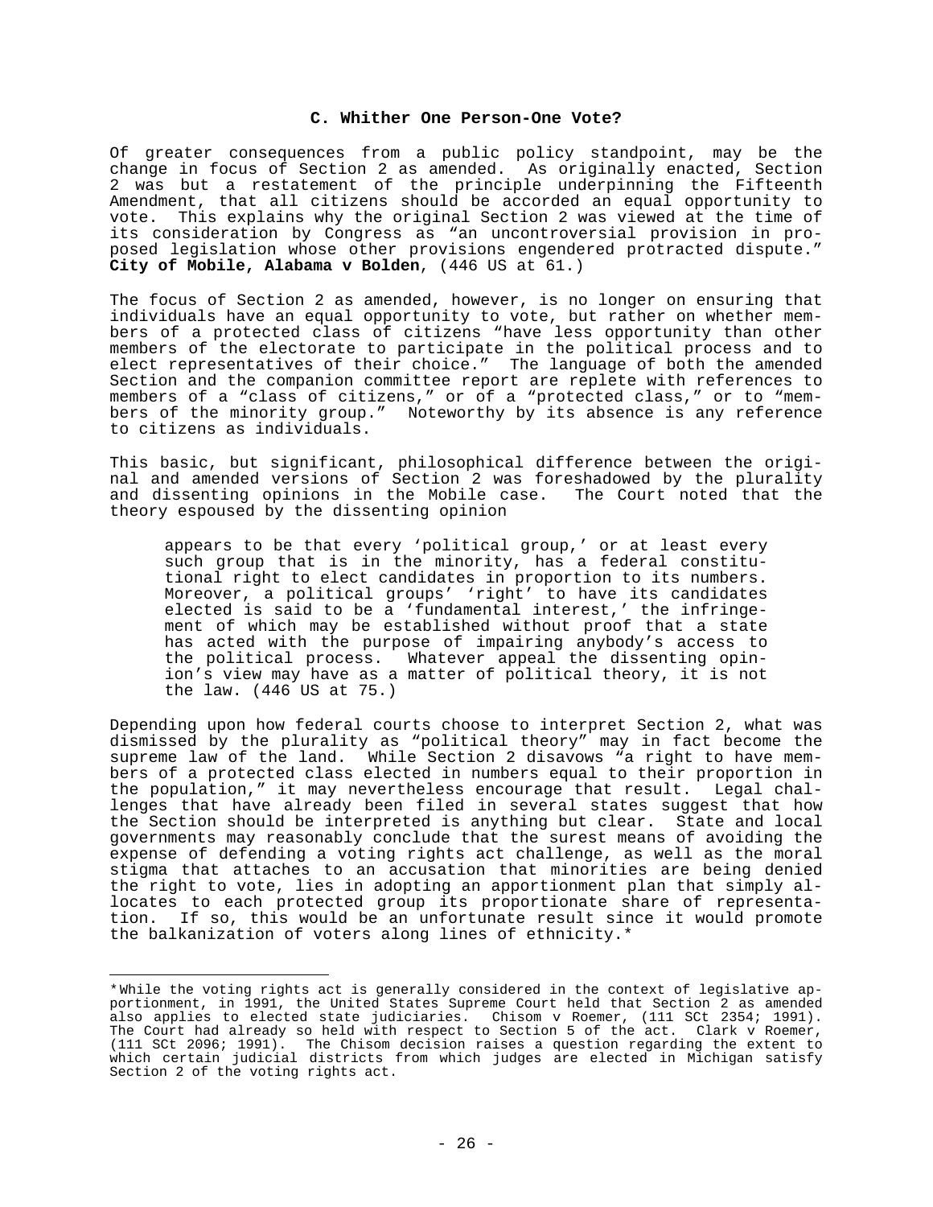### C. Whither One Person-One Vote?

Of greater consequences from a public policy standpoint, may be the change in focus of Section 2 as amended. As originally enacted, Section 2 was but a restatement of the principle underpinning the Fifteenth Amendment, that all citizens should be accorded an equal opportunity to vote. This explains why the original Section 2 was viewed at the time of its consideration by Congress as "an uncontroversial provision in proposed legislation whose other provisions engendered protracted dispute." **City of Mobile, Alabama v Bolden**, (446 US at 61.)

The focus of Section 2 as amended, however, is no longer on ensuring that individuals have an equal opportunity to vote, but rather on whether members of a protected class of citizens "have less opportunity than other members of the electorate to participate in the political process and to elect representatives of their choice." The language of both the amended Section and the companion committee report are replete with references to members of a "class of citizens," or of a "protected class," or to "members of the minority group." Noteworthy by its absence is any reference to citizens as individuals.

This basic, but significant, philosophical difference between the original and amended versions of Section 2 was foreshadowed by the plurality and dissenting opinions in the Mobile case. The Court noted that the theory espoused by the dissenting opinion

> appears to be that every 'political group,' or at least every such group that is in the minority, has a federal constitutional right to elect candidates in proportion to its numbers. Moreover, a political groups' 'right' to have its candidates elected is said to be a 'fundamental interest,' the infringement of which may be established without proof that a state has acted with the purpose of impairing anybody's access to the political process. Whatever appeal the dissenting opinion's view may have as a matter of political theory, it is not the law. (446 US at 75.)

Depending upon how federal courts choose to interpret Section 2, what was dismissed by the plurality as "political theory" may in fact become the supreme law of the land. While Section 2 disavows "a right to have members of a protected class elected in numbers equal to their proportion in the population," it may nevertheless encourage that result. Legal challenges that have already been filed in several states suggest that how the Section should be interpreted is anything but clear. State and local governments may reasonably conclude that the surest means of avoiding the expense of defending a voting rights act challenge, as well as the moral stigma that attaches to an accusation that minorities are being denied the right to vote, lies in adopting an apportionment plan that simply allocates to each protected group its proportionate share of representation. If so, this would be an unfortunate result since it would promote the balkanization of voters along lines of ethnicity.*

---

*While the voting rights act is generally considered in the context of legislative apportionment, in 1991, the United States Supreme Court held that Section 2 as amended also applies to elected state judiciaries. Chisom v Roemer, (111 SCt 2354; 1991). The Court had already so held with respect to Section 5 of the act. Clark v Roemer, (111 SCt 2096; 1991). The Chisom decision raises a question regarding the extent to which certain judicial districts from which judges are elected in Michigan satisfy Section 2 of the voting rights act.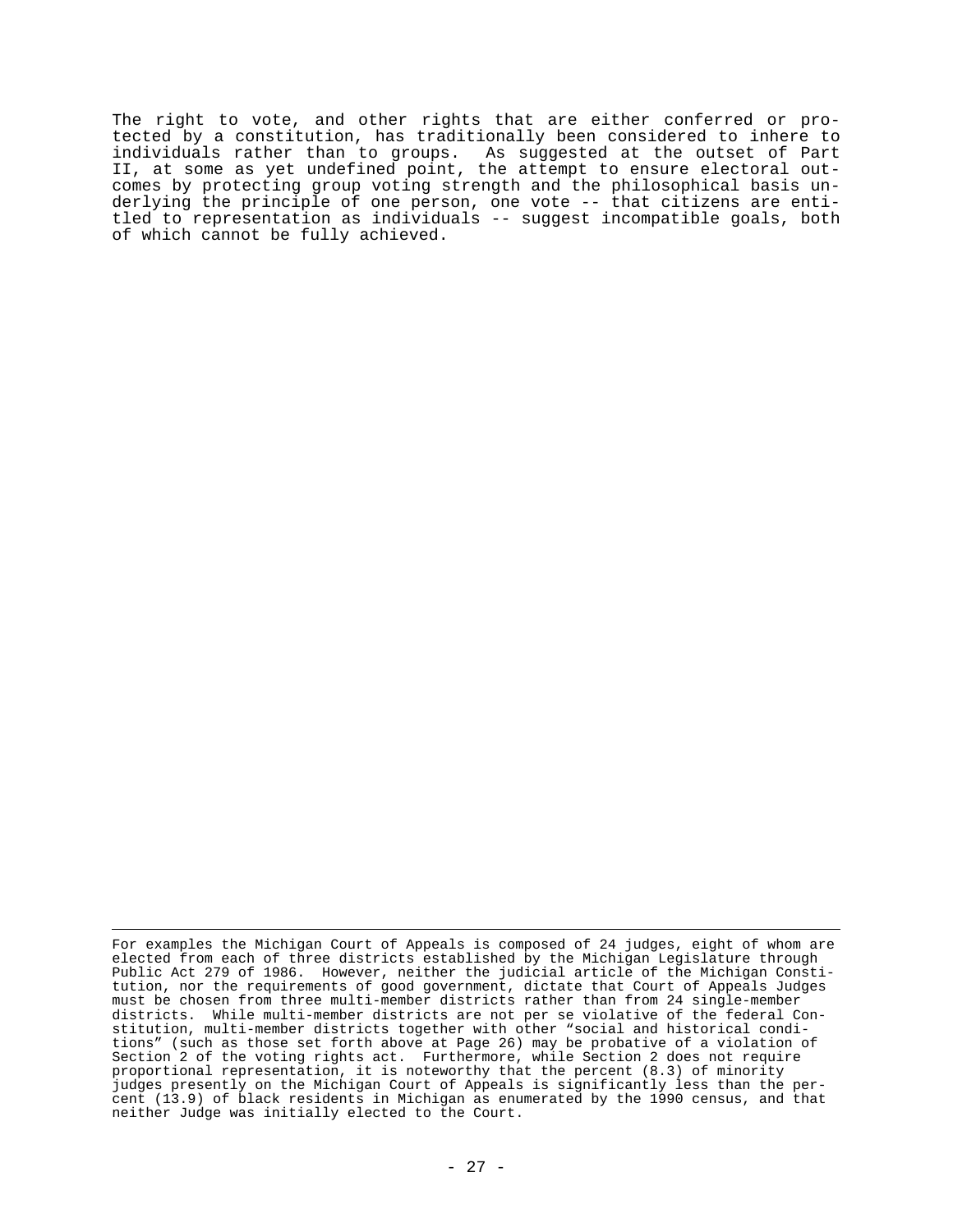The right to vote, and other rights that are either conferred or protected by a constitution, has traditionally been considered to inhere to individuals rather than to groups. As suggested at the outset of Part II, at some as yet undefined point, the attempt to ensure electoral outcomes by protecting group voting strength and the philosophical basis underlying the principle of one person, one vote -- that citizens are entitled to representation as individuals -- suggest incompatible goals, both of which cannot be fully achieved.

---

For examples the Michigan Court of Appeals is composed of 24 judges, eight of whom are elected from each of three districts established by the Michigan Legislature through Public Act 279 of 1986. However, neither the judicial article of the Michigan Constitution, nor the requirements of good government, dictate that Court of Appeals Judges must be chosen from three multi-member districts rather than from 24 single-member districts. While multi-member districts are not per se violative of the federal Constitution, multi-member districts together with other "social and historical conditions" (such as those set forth above at Page 26) may be probative of a violation of Section 2 of the voting rights act. Furthermore, while Section 2 does not require proportional representation, it is noteworthy that the percent (8.3) of minority judges presently on the Michigan Court of Appeals is significantly less than the percent (13.9) of black residents in Michigan as enumerated by the 1990 census, and that neither Judge was initially elected to the Court.